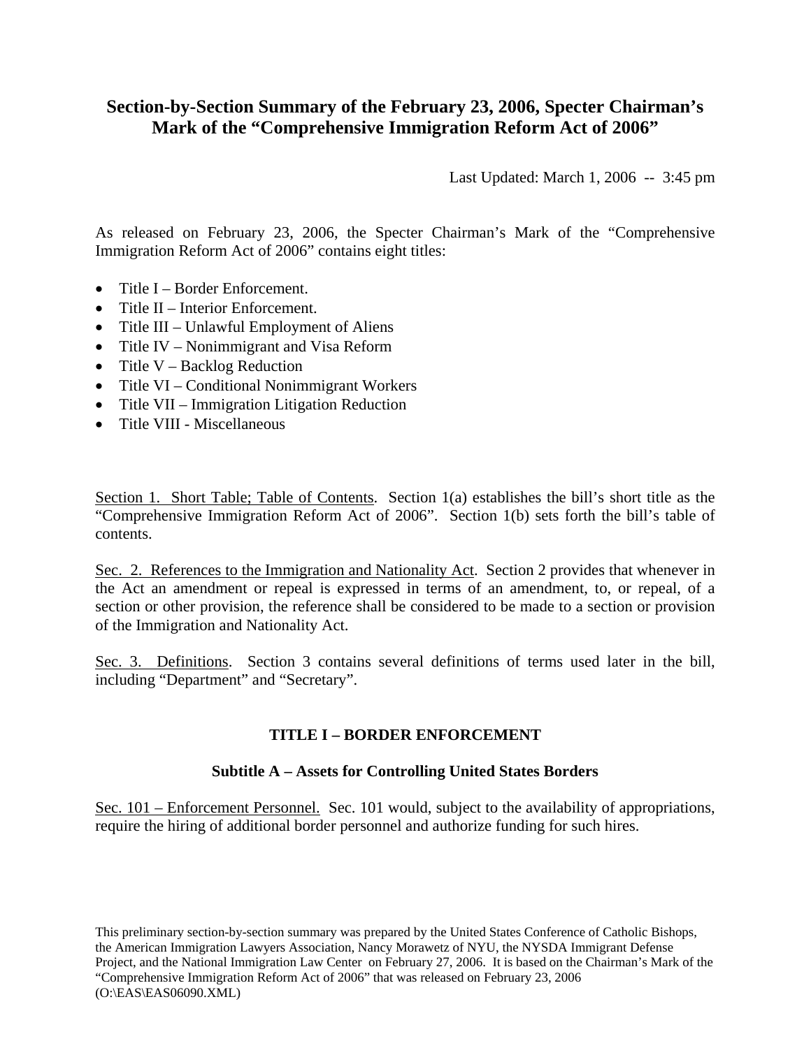# Section-by-Section Summary of the February 23, 2006, Specter Chairman's Mark of the "Comprehensive Immigration Reform Act of 2006"

Last Updated: March 1, 2006 -- 3:45 pm

As released on February 23, 2006, the Specter Chairman's Mark of the "Comprehensive Immigration Reform Act of 2006" contains eight titles:

- Title I – Border Enforcement.
- Title II – Interior Enforcement.
- Title III – Unlawful Employment of Aliens
- Title IV – Nonimmigrant and Visa Reform
- Title V – Backlog Reduction
- Title VI – Conditional Nonimmigrant Workers
- Title VII – Immigration Litigation Reduction
- Title VIII - Miscellaneous

Section 1. Short Table; Table of Contents. Section 1(a) establishes the bill's short title as the "Comprehensive Immigration Reform Act of 2006". Section 1(b) sets forth the bill's table of contents.

Sec. 2. References to the Immigration and Nationality Act. Section 2 provides that whenever in the Act an amendment or repeal is expressed in terms of an amendment, to, or repeal, of a section or other provision, the reference shall be considered to be made to a section or provision of the Immigration and Nationality Act.

Sec. 3. Definitions. Section 3 contains several definitions of terms used later in the bill, including "Department" and "Secretary".

## TITLE I – BORDER ENFORCEMENT

### Subtitle A – Assets for Controlling United States Borders

Sec. 101 – Enforcement Personnel. Sec. 101 would, subject to the availability of appropriations, require the hiring of additional border personnel and authorize funding for such hires.

This preliminary section-by-section summary was prepared by the United States Conference of Catholic Bishops, the American Immigration Lawyers Association, Nancy Morawetz of NYU, the NYSDA Immigrant Defense Project, and the National Immigration Law Center on February 27, 2006. It is based on the Chairman's Mark of the "Comprehensive Immigration Reform Act of 2006" that was released on February 23, 2006 (O:\EAS\EAS06090.XML)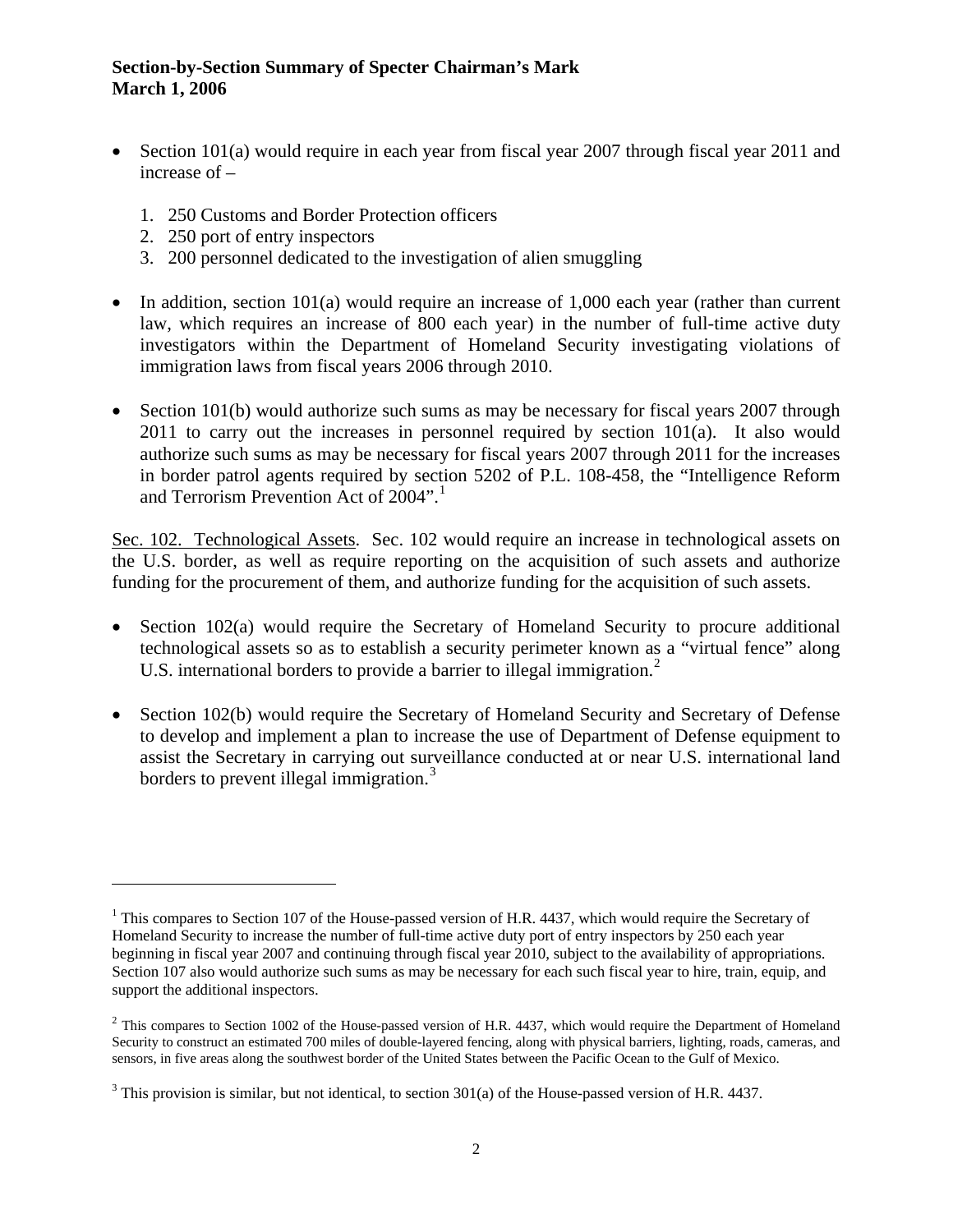**Section-by-Section Summary of Specter Chairman's Mark**
**March 1, 2006**

- Section 101(a) would require in each year from fiscal year 2007 through fiscal year 2011 and increase of –

  1. 250 Customs and Border Protection officers
  2. 250 port of entry inspectors
  3. 200 personnel dedicated to the investigation of alien smuggling

- In addition, section 101(a) would require an increase of 1,000 each year (rather than current law, which requires an increase of 800 each year) in the number of full-time active duty investigators within the Department of Homeland Security investigating violations of immigration laws from fiscal years 2006 through 2010.

- Section 101(b) would authorize such sums as may be necessary for fiscal years 2007 through 2011 to carry out the increases in personnel required by section 101(a). It also would authorize such sums as may be necessary for fiscal years 2007 through 2011 for the increases in border patrol agents required by section 5202 of P.L. 108-458, the "Intelligence Reform and Terrorism Prevention Act of 2004".[1]

Sec. 102. Technological Assets. Sec. 102 would require an increase in technological assets on the U.S. border, as well as require reporting on the acquisition of such assets and authorize funding for the procurement of them, and authorize funding for the acquisition of such assets.

- Section 102(a) would require the Secretary of Homeland Security to procure additional technological assets so as to establish a security perimeter known as a "virtual fence" along U.S. international borders to provide a barrier to illegal immigration.[2]

- Section 102(b) would require the Secretary of Homeland Security and Secretary of Defense to develop and implement a plan to increase the use of Department of Defense equipment to assist the Secretary in carrying out surveillance conducted at or near U.S. international land borders to prevent illegal immigration.[3]

---

[1] This compares to Section 107 of the House-passed version of H.R. 4437, which would require the Secretary of Homeland Security to increase the number of full-time active duty port of entry inspectors by 250 each year beginning in fiscal year 2007 and continuing through fiscal year 2010, subject to the availability of appropriations. Section 107 also would authorize such sums as may be necessary for each such fiscal year to hire, train, equip, and support the additional inspectors.

[2] This compares to Section 1002 of the House-passed version of H.R. 4437, which would require the Department of Homeland Security to construct an estimated 700 miles of double-layered fencing, along with physical barriers, lighting, roads, cameras, and sensors, in five areas along the southwest border of the United States between the Pacific Ocean to the Gulf of Mexico.

[3] This provision is similar, but not identical, to section 301(a) of the House-passed version of H.R. 4437.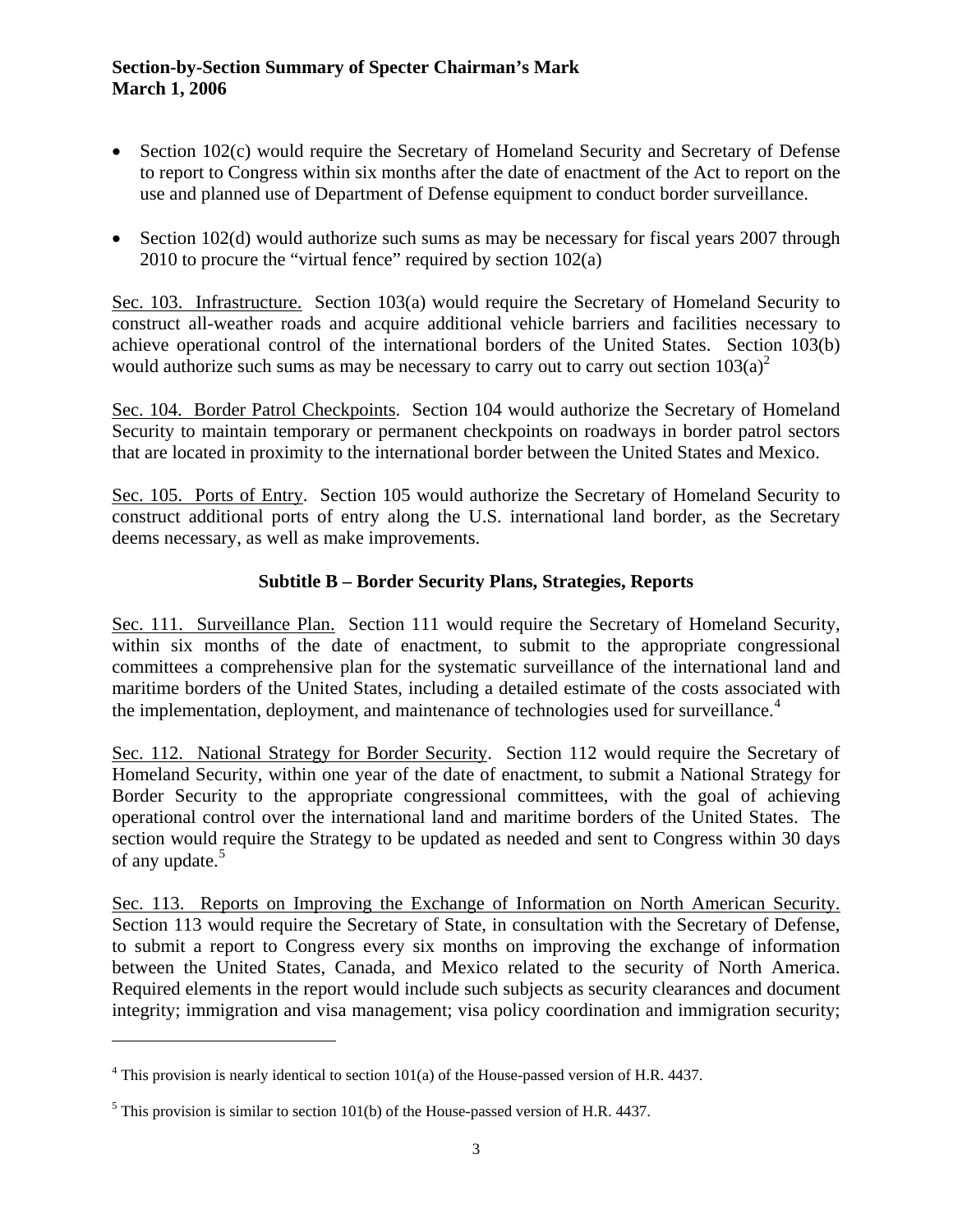- Section 102(c) would require the Secretary of Homeland Security and Secretary of Defense to report to Congress within six months after the date of enactment of the Act to report on the use and planned use of Department of Defense equipment to conduct border surveillance.

- Section 102(d) would authorize such sums as may be necessary for fiscal years 2007 through 2010 to procure the "virtual fence" required by section 102(a)

Sec. 103. Infrastructure. Section 103(a) would require the Secretary of Homeland Security to construct all-weather roads and acquire additional vehicle barriers and facilities necessary to achieve operational control of the international borders of the United States. Section 103(b) would authorize such sums as may be necessary to carry out to carry out section 103(a)[2]

Sec. 104. Border Patrol Checkpoints. Section 104 would authorize the Secretary of Homeland Security to maintain temporary or permanent checkpoints on roadways in border patrol sectors that are located in proximity to the international border between the United States and Mexico.

Sec. 105. Ports of Entry. Section 105 would authorize the Secretary of Homeland Security to construct additional ports of entry along the U.S. international land border, as the Secretary deems necessary, as well as make improvements.

### Subtitle B – Border Security Plans, Strategies, Reports

Sec. 111. Surveillance Plan. Section 111 would require the Secretary of Homeland Security, within six months of the date of enactment, to submit to the appropriate congressional committees a comprehensive plan for the systematic surveillance of the international land and maritime borders of the United States, including a detailed estimate of the costs associated with the implementation, deployment, and maintenance of technologies used for surveillance.[4]

Sec. 112. National Strategy for Border Security. Section 112 would require the Secretary of Homeland Security, within one year of the date of enactment, to submit a National Strategy for Border Security to the appropriate congressional committees, with the goal of achieving operational control over the international land and maritime borders of the United States. The section would require the Strategy to be updated as needed and sent to Congress within 30 days of any update.[5]

Sec. 113. Reports on Improving the Exchange of Information on North American Security. Section 113 would require the Secretary of State, in consultation with the Secretary of Defense, to submit a report to Congress every six months on improving the exchange of information between the United States, Canada, and Mexico related to the security of North America. Required elements in the report would include such subjects as security clearances and document integrity; immigration and visa management; visa policy coordination and immigration security;

---

[4] This provision is nearly identical to section 101(a) of the House-passed version of H.R. 4437.

[5] This provision is similar to section 101(b) of the House-passed version of H.R. 4437.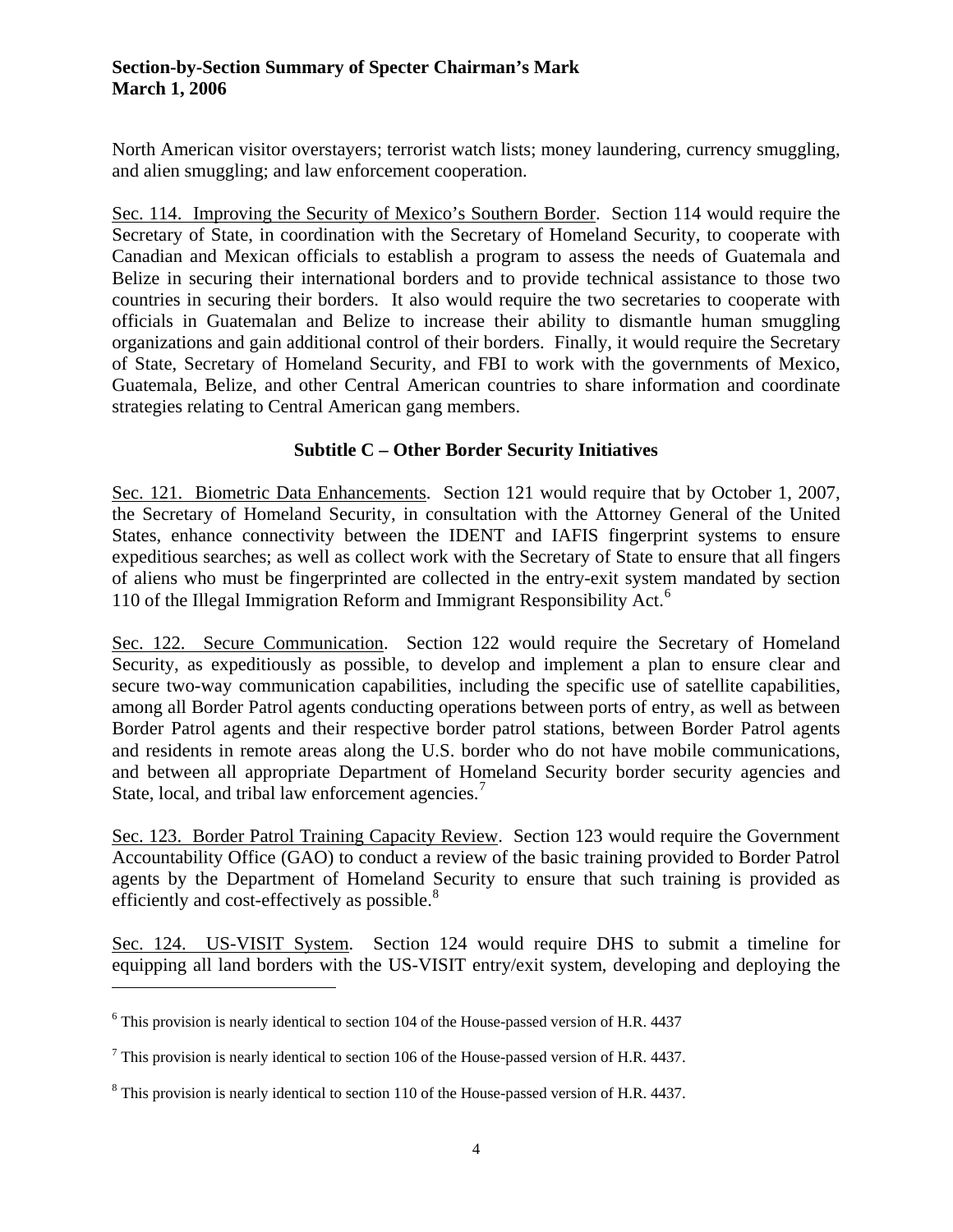North American visitor overstayers; terrorist watch lists; money laundering, currency smuggling, and alien smuggling; and law enforcement cooperation.

Sec. 114. Improving the Security of Mexico's Southern Border. Section 114 would require the Secretary of State, in coordination with the Secretary of Homeland Security, to cooperate with Canadian and Mexican officials to establish a program to assess the needs of Guatemala and Belize in securing their international borders and to provide technical assistance to those two countries in securing their borders. It also would require the two secretaries to cooperate with officials in Guatemalan and Belize to increase their ability to dismantle human smuggling organizations and gain additional control of their borders. Finally, it would require the Secretary of State, Secretary of Homeland Security, and FBI to work with the governments of Mexico, Guatemala, Belize, and other Central American countries to share information and coordinate strategies relating to Central American gang members.

### Subtitle C – Other Border Security Initiatives

Sec. 121. Biometric Data Enhancements. Section 121 would require that by October 1, 2007, the Secretary of Homeland Security, in consultation with the Attorney General of the United States, enhance connectivity between the IDENT and IAFIS fingerprint systems to ensure expeditious searches; as well as collect work with the Secretary of State to ensure that all fingers of aliens who must be fingerprinted are collected in the entry-exit system mandated by section 110 of the Illegal Immigration Reform and Immigrant Responsibility Act.[6]

Sec. 122. Secure Communication. Section 122 would require the Secretary of Homeland Security, as expeditiously as possible, to develop and implement a plan to ensure clear and secure two-way communication capabilities, including the specific use of satellite capabilities, among all Border Patrol agents conducting operations between ports of entry, as well as between Border Patrol agents and their respective border patrol stations, between Border Patrol agents and residents in remote areas along the U.S. border who do not have mobile communications, and between all appropriate Department of Homeland Security border security agencies and State, local, and tribal law enforcement agencies.[7]

Sec. 123. Border Patrol Training Capacity Review. Section 123 would require the Government Accountability Office (GAO) to conduct a review of the basic training provided to Border Patrol agents by the Department of Homeland Security to ensure that such training is provided as efficiently and cost-effectively as possible.[8]

Sec. 124. US-VISIT System. Section 124 would require DHS to submit a timeline for equipping all land borders with the US-VISIT entry/exit system, developing and deploying the

---

[6] This provision is nearly identical to section 104 of the House-passed version of H.R. 4437

[7] This provision is nearly identical to section 106 of the House-passed version of H.R. 4437.

[8] This provision is nearly identical to section 110 of the House-passed version of H.R. 4437.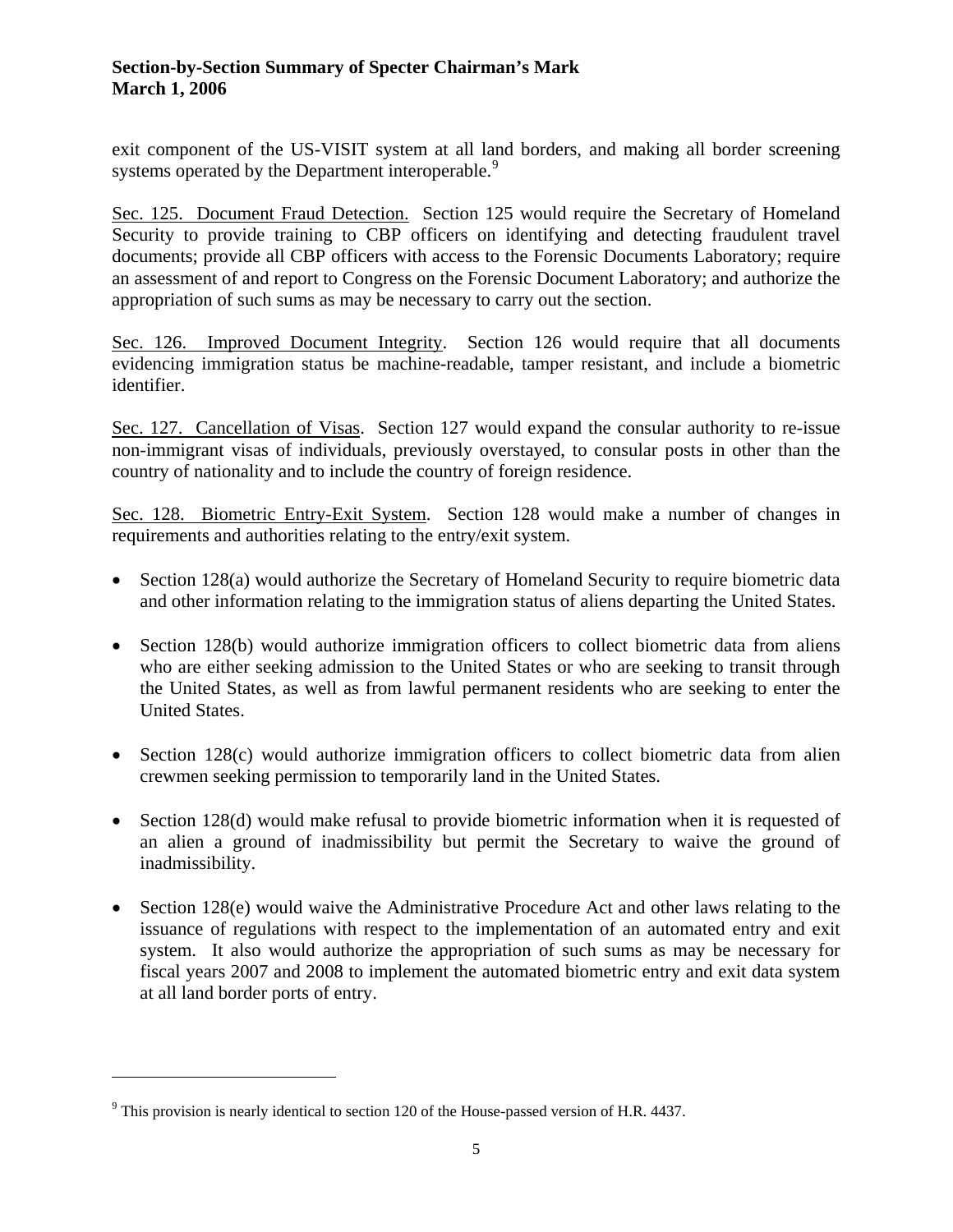exit component of the US-VISIT system at all land borders, and making all border screening systems operated by the Department interoperable.[9]

Sec. 125. Document Fraud Detection. Section 125 would require the Secretary of Homeland Security to provide training to CBP officers on identifying and detecting fraudulent travel documents; provide all CBP officers with access to the Forensic Documents Laboratory; require an assessment of and report to Congress on the Forensic Document Laboratory; and authorize the appropriation of such sums as may be necessary to carry out the section.

Sec. 126. Improved Document Integrity. Section 126 would require that all documents evidencing immigration status be machine-readable, tamper resistant, and include a biometric identifier.

Sec. 127. Cancellation of Visas. Section 127 would expand the consular authority to re-issue non-immigrant visas of individuals, previously overstayed, to consular posts in other than the country of nationality and to include the country of foreign residence.

Sec. 128. Biometric Entry-Exit System. Section 128 would make a number of changes in requirements and authorities relating to the entry/exit system.

- Section 128(a) would authorize the Secretary of Homeland Security to require biometric data and other information relating to the immigration status of aliens departing the United States.
- Section 128(b) would authorize immigration officers to collect biometric data from aliens who are either seeking admission to the United States or who are seeking to transit through the United States, as well as from lawful permanent residents who are seeking to enter the United States.
- Section 128(c) would authorize immigration officers to collect biometric data from alien crewmen seeking permission to temporarily land in the United States.
- Section 128(d) would make refusal to provide biometric information when it is requested of an alien a ground of inadmissibility but permit the Secretary to waive the ground of inadmissibility.
- Section 128(e) would waive the Administrative Procedure Act and other laws relating to the issuance of regulations with respect to the implementation of an automated entry and exit system. It also would authorize the appropriation of such sums as may be necessary for fiscal years 2007 and 2008 to implement the automated biometric entry and exit data system at all land border ports of entry.

---

[9] This provision is nearly identical to section 120 of the House-passed version of H.R. 4437.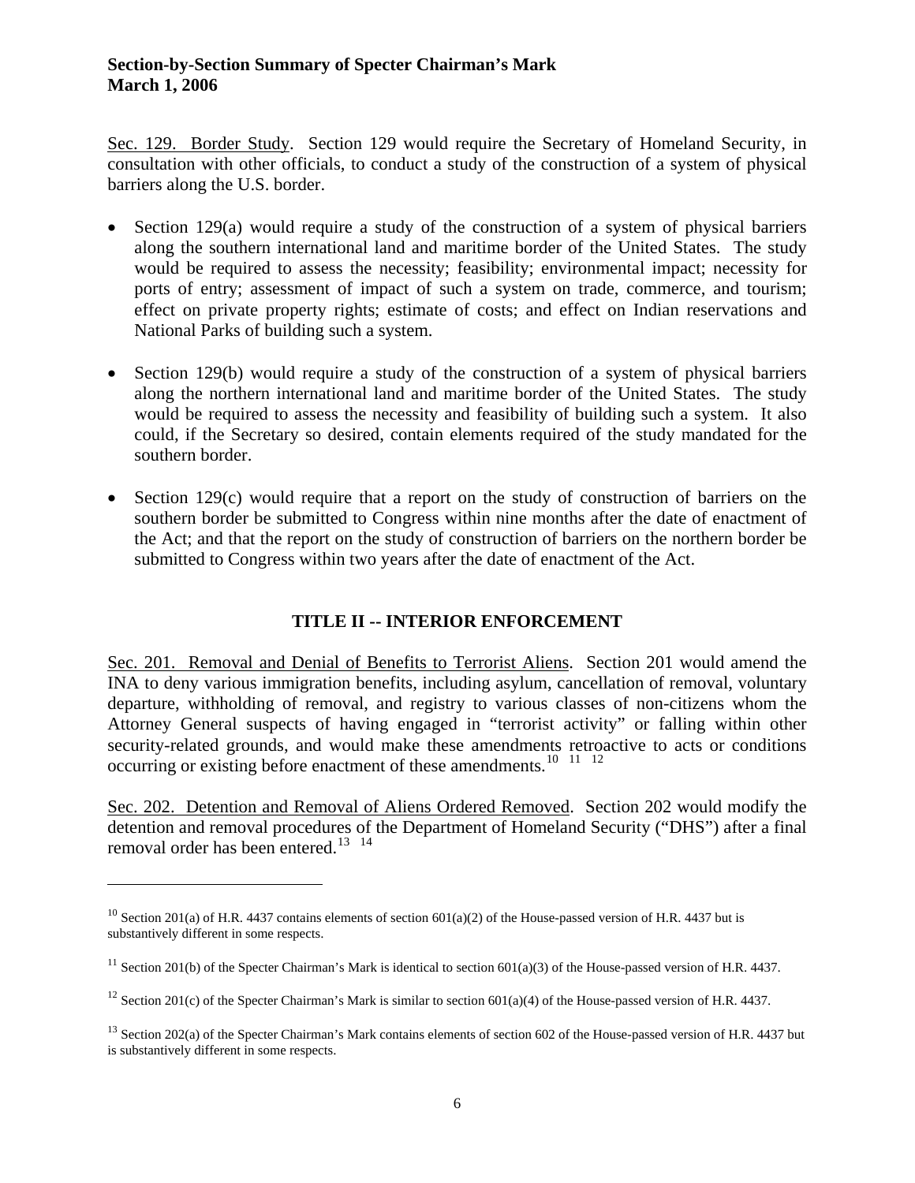Sec. 129. Border Study. Section 129 would require the Secretary of Homeland Security, in consultation with other officials, to conduct a study of the construction of a system of physical barriers along the U.S. border.

- Section 129(a) would require a study of the construction of a system of physical barriers along the southern international land and maritime border of the United States. The study would be required to assess the necessity; feasibility; environmental impact; necessity for ports of entry; assessment of impact of such a system on trade, commerce, and tourism; effect on private property rights; estimate of costs; and effect on Indian reservations and National Parks of building such a system.

- Section 129(b) would require a study of the construction of a system of physical barriers along the northern international land and maritime border of the United States. The study would be required to assess the necessity and feasibility of building such a system. It also could, if the Secretary so desired, contain elements required of the study mandated for the southern border.

- Section 129(c) would require that a report on the study of construction of barriers on the southern border be submitted to Congress within nine months after the date of enactment of the Act; and that the report on the study of construction of barriers on the northern border be submitted to Congress within two years after the date of enactment of the Act.

## TITLE II -- INTERIOR ENFORCEMENT

Sec. 201. Removal and Denial of Benefits to Terrorist Aliens. Section 201 would amend the INA to deny various immigration benefits, including asylum, cancellation of removal, voluntary departure, withholding of removal, and registry to various classes of non-citizens whom the Attorney General suspects of having engaged in "terrorist activity" or falling within other security-related grounds, and would make these amendments retroactive to acts or conditions occurring or existing before enactment of these amendments.[10] [11] [12]

Sec. 202. Detention and Removal of Aliens Ordered Removed. Section 202 would modify the detention and removal procedures of the Department of Homeland Security ("DHS") after a final removal order has been entered.[13] [14]

---

[10] Section 201(a) of H.R. 4437 contains elements of section 601(a)(2) of the House-passed version of H.R. 4437 but is substantively different in some respects.

[11] Section 201(b) of the Specter Chairman's Mark is identical to section 601(a)(3) of the House-passed version of H.R. 4437.

[12] Section 201(c) of the Specter Chairman's Mark is similar to section 601(a)(4) of the House-passed version of H.R. 4437.

[13] Section 202(a) of the Specter Chairman's Mark contains elements of section 602 of the House-passed version of H.R. 4437 but is substantively different in some respects.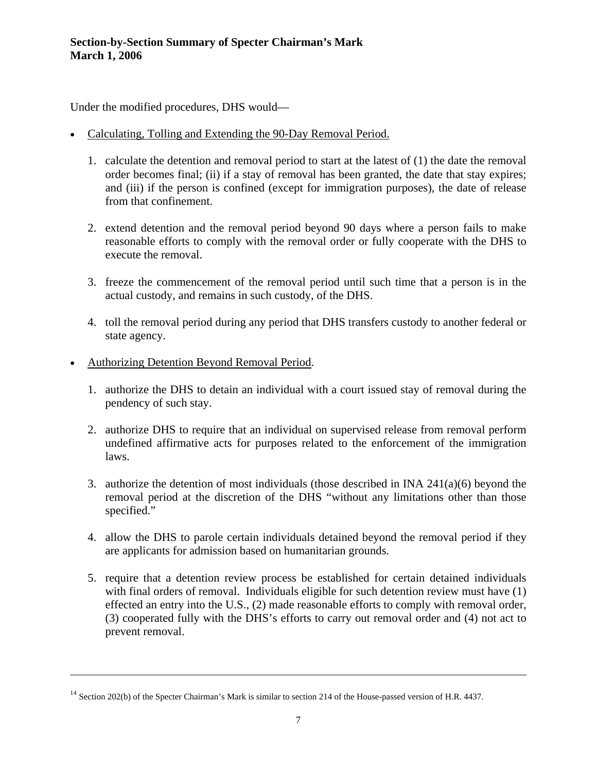Under the modified procedures, DHS would—

- Calculating, Tolling and Extending the 90-Day Removal Period.

  1. calculate the detention and removal period to start at the latest of (1) the date the removal order becomes final; (ii) if a stay of removal has been granted, the date that stay expires; and (iii) if the person is confined (except for immigration purposes), the date of release from that confinement.

  2. extend detention and the removal period beyond 90 days where a person fails to make reasonable efforts to comply with the removal order or fully cooperate with the DHS to execute the removal.

  3. freeze the commencement of the removal period until such time that a person is in the actual custody, and remains in such custody, of the DHS.

  4. toll the removal period during any period that DHS transfers custody to another federal or state agency.

- Authorizing Detention Beyond Removal Period.

  1. authorize the DHS to detain an individual with a court issued stay of removal during the pendency of such stay.

  2. authorize DHS to require that an individual on supervised release from removal perform undefined affirmative acts for purposes related to the enforcement of the immigration laws.

  3. authorize the detention of most individuals (those described in INA 241(a)(6) beyond the removal period at the discretion of the DHS "without any limitations other than those specified."

  4. allow the DHS to parole certain individuals detained beyond the removal period if they are applicants for admission based on humanitarian grounds.

  5. require that a detention review process be established for certain detained individuals with final orders of removal. Individuals eligible for such detention review must have (1) effected an entry into the U.S., (2) made reasonable efforts to comply with removal order, (3) cooperated fully with the DHS's efforts to carry out removal order and (4) not act to prevent removal.

---

[14] Section 202(b) of the Specter Chairman's Mark is similar to section 214 of the House-passed version of H.R. 4437.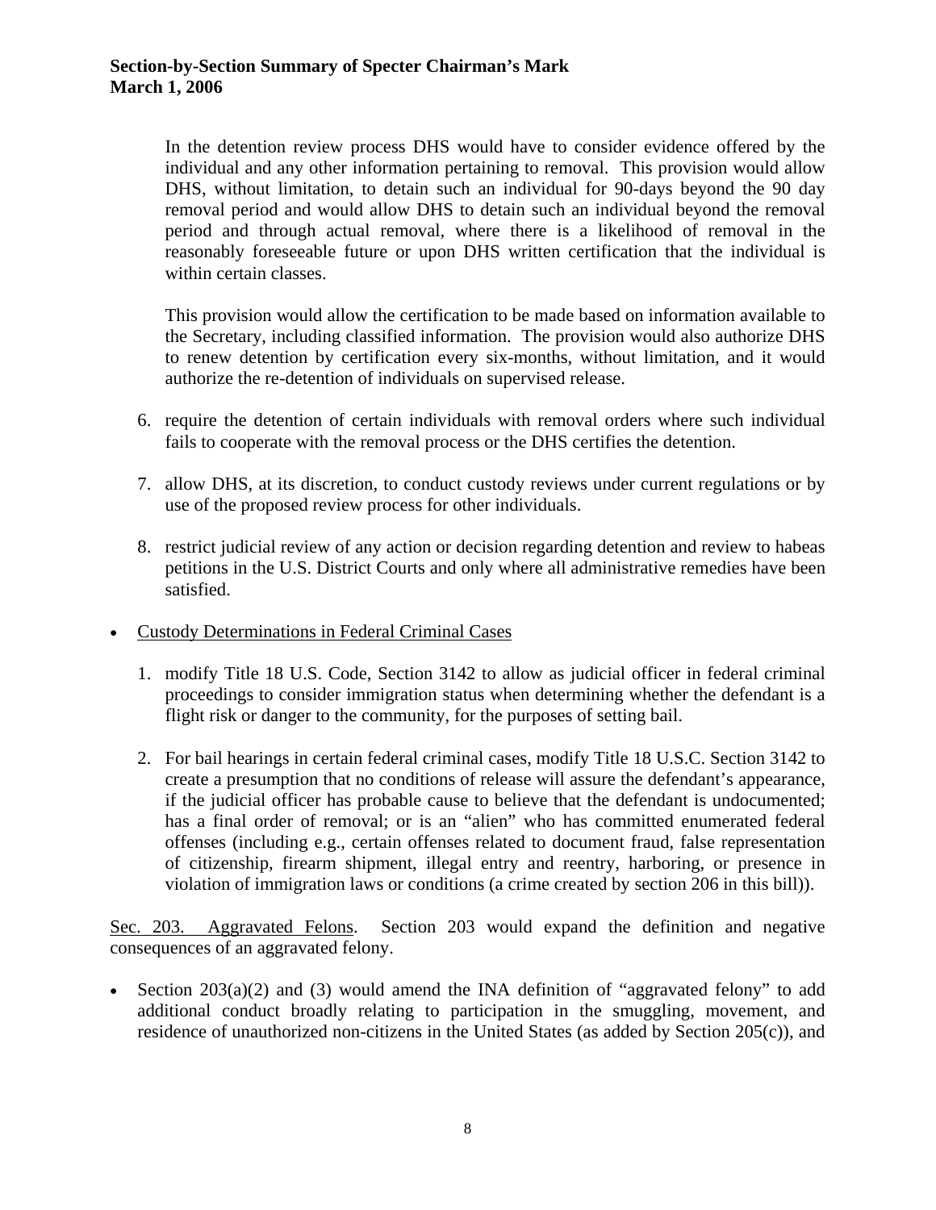In the detention review process DHS would have to consider evidence offered by the individual and any other information pertaining to removal. This provision would allow DHS, without limitation, to detain such an individual for 90-days beyond the 90 day removal period and would allow DHS to detain such an individual beyond the removal period and through actual removal, where there is a likelihood of removal in the reasonably foreseeable future or upon DHS written certification that the individual is within certain classes.

This provision would allow the certification to be made based on information available to the Secretary, including classified information. The provision would also authorize DHS to renew detention by certification every six-months, without limitation, and it would authorize the re-detention of individuals on supervised release.

6. require the detention of certain individuals with removal orders where such individual fails to cooperate with the removal process or the DHS certifies the detention.

7. allow DHS, at its discretion, to conduct custody reviews under current regulations or by use of the proposed review process for other individuals.

8. restrict judicial review of any action or decision regarding detention and review to habeas petitions in the U.S. District Courts and only where all administrative remedies have been satisfied.

- Custody Determinations in Federal Criminal Cases

  1. modify Title 18 U.S. Code, Section 3142 to allow as judicial officer in federal criminal proceedings to consider immigration status when determining whether the defendant is a flight risk or danger to the community, for the purposes of setting bail.

  2. For bail hearings in certain federal criminal cases, modify Title 18 U.S.C. Section 3142 to create a presumption that no conditions of release will assure the defendant's appearance, if the judicial officer has probable cause to believe that the defendant is undocumented; has a final order of removal; or is an "alien" who has committed enumerated federal offenses (including e.g., certain offenses related to document fraud, false representation of citizenship, firearm shipment, illegal entry and reentry, harboring, or presence in violation of immigration laws or conditions (a crime created by section 206 in this bill)).

Sec. 203. Aggravated Felons. Section 203 would expand the definition and negative consequences of an aggravated felony.

- Section 203(a)(2) and (3) would amend the INA definition of "aggravated felony" to add additional conduct broadly relating to participation in the smuggling, movement, and residence of unauthorized non-citizens in the United States (as added by Section 205(c)), and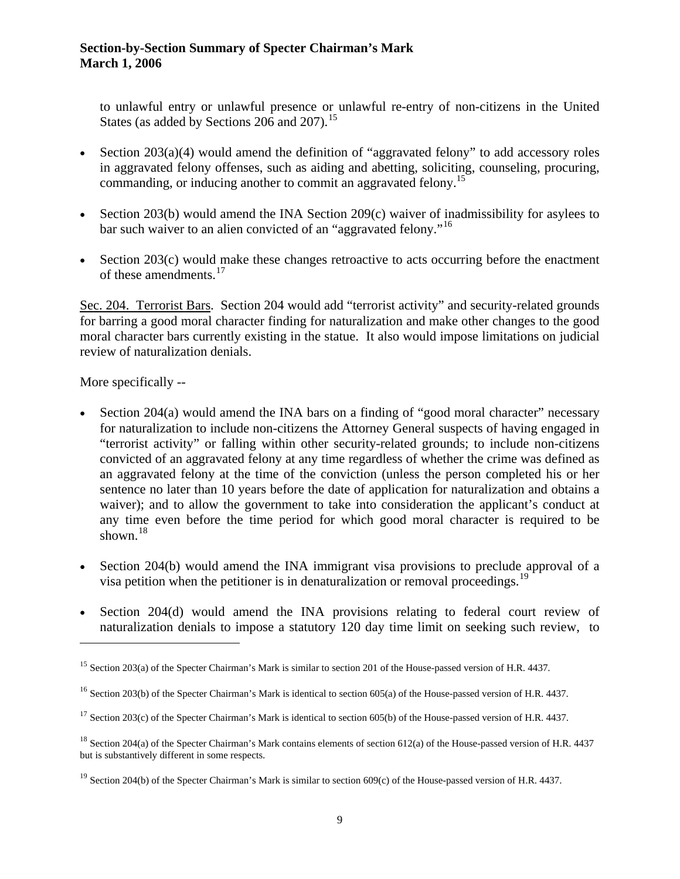to unlawful entry or unlawful presence or unlawful re-entry of non-citizens in the United States (as added by Sections 206 and 207).[15]

- Section 203(a)(4) would amend the definition of "aggravated felony" to add accessory roles in aggravated felony offenses, such as aiding and abetting, soliciting, counseling, procuring, commanding, or inducing another to commit an aggravated felony.[15]

- Section 203(b) would amend the INA Section 209(c) waiver of inadmissibility for asylees to bar such waiver to an alien convicted of an "aggravated felony."[16]

- Section 203(c) would make these changes retroactive to acts occurring before the enactment of these amendments.[17]

<u>Sec. 204. Terrorist Bars</u>. Section 204 would add "terrorist activity" and security-related grounds for barring a good moral character finding for naturalization and make other changes to the good moral character bars currently existing in the statue. It also would impose limitations on judicial review of naturalization denials.

More specifically --

- Section 204(a) would amend the INA bars on a finding of "good moral character" necessary for naturalization to include non-citizens the Attorney General suspects of having engaged in "terrorist activity" or falling within other security-related grounds; to include non-citizens convicted of an aggravated felony at any time regardless of whether the crime was defined as an aggravated felony at the time of the conviction (unless the person completed his or her sentence no later than 10 years before the date of application for naturalization and obtains a waiver); and to allow the government to take into consideration the applicant's conduct at any time even before the time period for which good moral character is required to be shown.[18]

- Section 204(b) would amend the INA immigrant visa provisions to preclude approval of a visa petition when the petitioner is in denaturalization or removal proceedings.[19]

- Section 204(d) would amend the INA provisions relating to federal court review of naturalization denials to impose a statutory 120 day time limit on seeking such review, to

---

[15] Section 203(a) of the Specter Chairman's Mark is similar to section 201 of the House-passed version of H.R. 4437.

[16] Section 203(b) of the Specter Chairman's Mark is identical to section 605(a) of the House-passed version of H.R. 4437.

[17] Section 203(c) of the Specter Chairman's Mark is identical to section 605(b) of the House-passed version of H.R. 4437.

[18] Section 204(a) of the Specter Chairman's Mark contains elements of section 612(a) of the House-passed version of H.R. 4437 but is substantively different in some respects.

[19] Section 204(b) of the Specter Chairman's Mark is similar to section 609(c) of the House-passed version of H.R. 4437.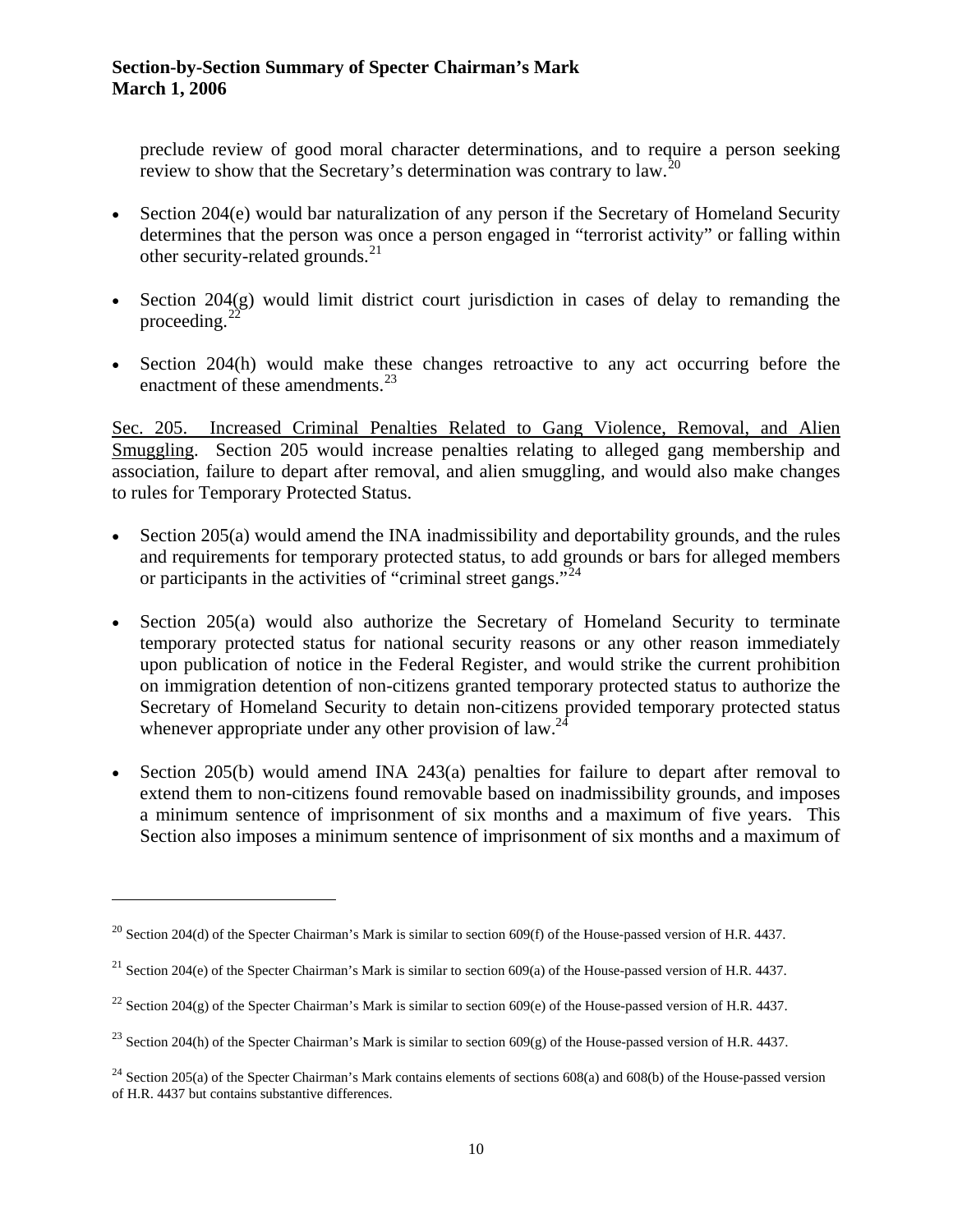preclude review of good moral character determinations, and to require a person seeking review to show that the Secretary's determination was contrary to law.[20]

- Section 204(e) would bar naturalization of any person if the Secretary of Homeland Security determines that the person was once a person engaged in "terrorist activity" or falling within other security-related grounds.[21]

- Section 204(g) would limit district court jurisdiction in cases of delay to remanding the proceeding.[22]

- Section 204(h) would make these changes retroactive to any act occurring before the enactment of these amendments.[23]

<u>Sec. 205. Increased Criminal Penalties Related to Gang Violence, Removal, and Alien Smuggling</u>. Section 205 would increase penalties relating to alleged gang membership and association, failure to depart after removal, and alien smuggling, and would also make changes to rules for Temporary Protected Status.

- Section 205(a) would amend the INA inadmissibility and deportability grounds, and the rules and requirements for temporary protected status, to add grounds or bars for alleged members or participants in the activities of "criminal street gangs."[24]

- Section 205(a) would also authorize the Secretary of Homeland Security to terminate temporary protected status for national security reasons or any other reason immediately upon publication of notice in the Federal Register, and would strike the current prohibition on immigration detention of non-citizens granted temporary protected status to authorize the Secretary of Homeland Security to detain non-citizens provided temporary protected status whenever appropriate under any other provision of law.[24]

- Section 205(b) would amend INA 243(a) penalties for failure to depart after removal to extend them to non-citizens found removable based on inadmissibility grounds, and imposes a minimum sentence of imprisonment of six months and a maximum of five years. This Section also imposes a minimum sentence of imprisonment of six months and a maximum of

---

[20] Section 204(d) of the Specter Chairman's Mark is similar to section 609(f) of the House-passed version of H.R. 4437.

[21] Section 204(e) of the Specter Chairman's Mark is similar to section 609(a) of the House-passed version of H.R. 4437.

[22] Section 204(g) of the Specter Chairman's Mark is similar to section 609(e) of the House-passed version of H.R. 4437.

[23] Section 204(h) of the Specter Chairman's Mark is similar to section 609(g) of the House-passed version of H.R. 4437.

[24] Section 205(a) of the Specter Chairman's Mark contains elements of sections 608(a) and 608(b) of the House-passed version of H.R. 4437 but contains substantive differences.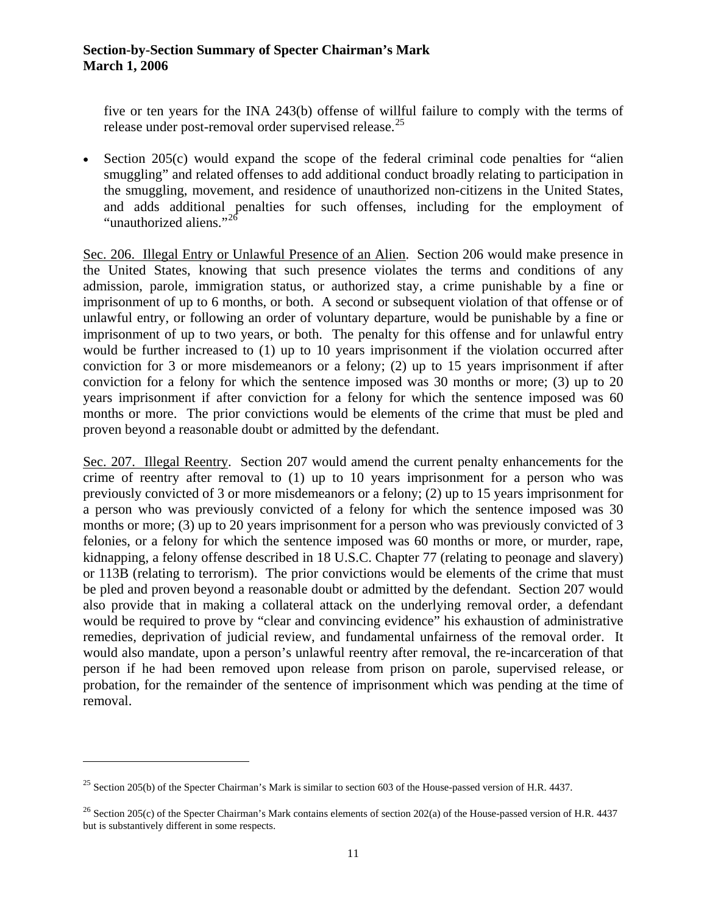five or ten years for the INA 243(b) offense of willful failure to comply with the terms of release under post-removal order supervised release.[25]

- Section 205(c) would expand the scope of the federal criminal code penalties for "alien smuggling" and related offenses to add additional conduct broadly relating to participation in the smuggling, movement, and residence of unauthorized non-citizens in the United States, and adds additional penalties for such offenses, including for the employment of "unauthorized aliens."[26]

<u>Sec. 206. Illegal Entry or Unlawful Presence of an Alien</u>. Section 206 would make presence in the United States, knowing that such presence violates the terms and conditions of any admission, parole, immigration status, or authorized stay, a crime punishable by a fine or imprisonment of up to 6 months, or both. A second or subsequent violation of that offense or of unlawful entry, or following an order of voluntary departure, would be punishable by a fine or imprisonment of up to two years, or both. The penalty for this offense and for unlawful entry would be further increased to (1) up to 10 years imprisonment if the violation occurred after conviction for 3 or more misdemeanors or a felony; (2) up to 15 years imprisonment if after conviction for a felony for which the sentence imposed was 30 months or more; (3) up to 20 years imprisonment if after conviction for a felony for which the sentence imposed was 60 months or more. The prior convictions would be elements of the crime that must be pled and proven beyond a reasonable doubt or admitted by the defendant.

<u>Sec. 207. Illegal Reentry</u>. Section 207 would amend the current penalty enhancements for the crime of reentry after removal to (1) up to 10 years imprisonment for a person who was previously convicted of 3 or more misdemeanors or a felony; (2) up to 15 years imprisonment for a person who was previously convicted of a felony for which the sentence imposed was 30 months or more; (3) up to 20 years imprisonment for a person who was previously convicted of 3 felonies, or a felony for which the sentence imposed was 60 months or more, or murder, rape, kidnapping, a felony offense described in 18 U.S.C. Chapter 77 (relating to peonage and slavery) or 113B (relating to terrorism). The prior convictions would be elements of the crime that must be pled and proven beyond a reasonable doubt or admitted by the defendant. Section 207 would also provide that in making a collateral attack on the underlying removal order, a defendant would be required to prove by "clear and convincing evidence" his exhaustion of administrative remedies, deprivation of judicial review, and fundamental unfairness of the removal order. It would also mandate, upon a person's unlawful reentry after removal, the re-incarceration of that person if he had been removed upon release from prison on parole, supervised release, or probation, for the remainder of the sentence of imprisonment which was pending at the time of removal.

---

[25] Section 205(b) of the Specter Chairman's Mark is similar to section 603 of the House-passed version of H.R. 4437.

[26] Section 205(c) of the Specter Chairman's Mark contains elements of section 202(a) of the House-passed version of H.R. 4437 but is substantively different in some respects.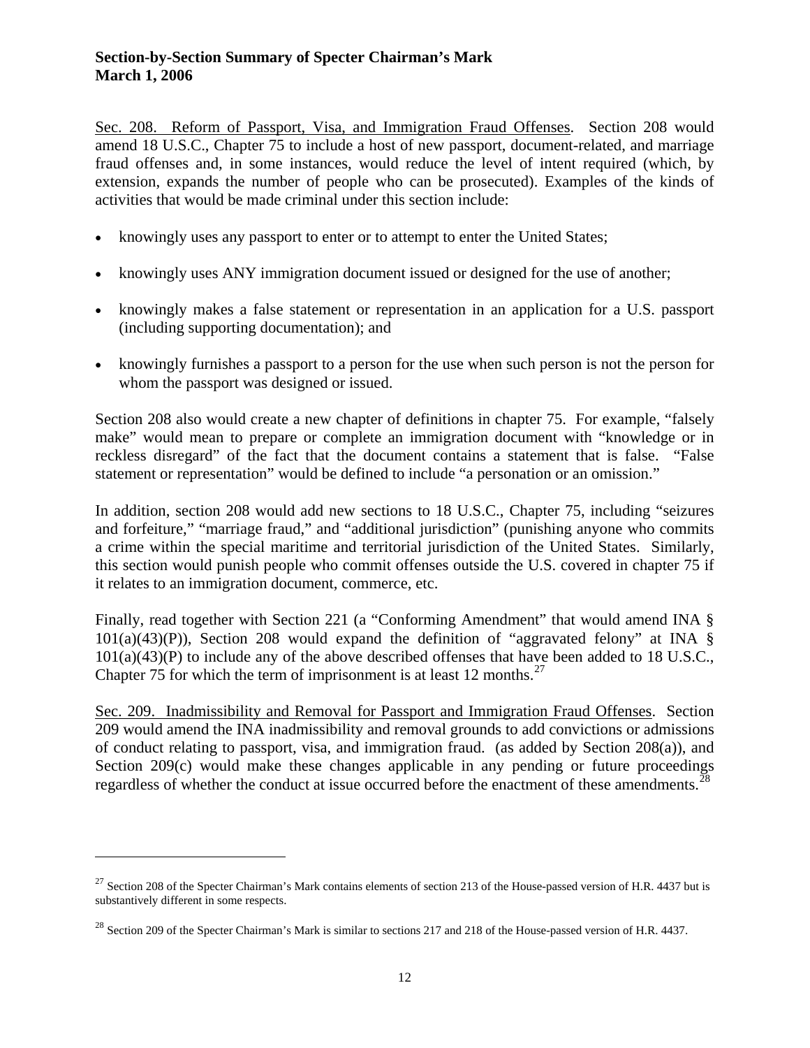Sec. 208. Reform of Passport, Visa, and Immigration Fraud Offenses. Section 208 would amend 18 U.S.C., Chapter 75 to include a host of new passport, document-related, and marriage fraud offenses and, in some instances, would reduce the level of intent required (which, by extension, expands the number of people who can be prosecuted). Examples of the kinds of activities that would be made criminal under this section include:

- knowingly uses any passport to enter or to attempt to enter the United States;
- knowingly uses ANY immigration document issued or designed for the use of another;
- knowingly makes a false statement or representation in an application for a U.S. passport (including supporting documentation); and
- knowingly furnishes a passport to a person for the use when such person is not the person for whom the passport was designed or issued.

Section 208 also would create a new chapter of definitions in chapter 75. For example, "falsely make" would mean to prepare or complete an immigration document with "knowledge or in reckless disregard" of the fact that the document contains a statement that is false. "False statement or representation" would be defined to include "a personation or an omission."

In addition, section 208 would add new sections to 18 U.S.C., Chapter 75, including "seizures and forfeiture," "marriage fraud," and "additional jurisdiction" (punishing anyone who commits a crime within the special maritime and territorial jurisdiction of the United States. Similarly, this section would punish people who commit offenses outside the U.S. covered in chapter 75 if it relates to an immigration document, commerce, etc.

Finally, read together with Section 221 (a "Conforming Amendment" that would amend INA § 101(a)(43)(P)), Section 208 would expand the definition of "aggravated felony" at INA § 101(a)(43)(P) to include any of the above described offenses that have been added to 18 U.S.C., Chapter 75 for which the term of imprisonment is at least 12 months.[27]

Sec. 209. Inadmissibility and Removal for Passport and Immigration Fraud Offenses. Section 209 would amend the INA inadmissibility and removal grounds to add convictions or admissions of conduct relating to passport, visa, and immigration fraud. (as added by Section 208(a)), and Section 209(c) would make these changes applicable in any pending or future proceedings regardless of whether the conduct at issue occurred before the enactment of these amendments.[28]

---

[27] Section 208 of the Specter Chairman's Mark contains elements of section 213 of the House-passed version of H.R. 4437 but is substantively different in some respects.

[28] Section 209 of the Specter Chairman's Mark is similar to sections 217 and 218 of the House-passed version of H.R. 4437.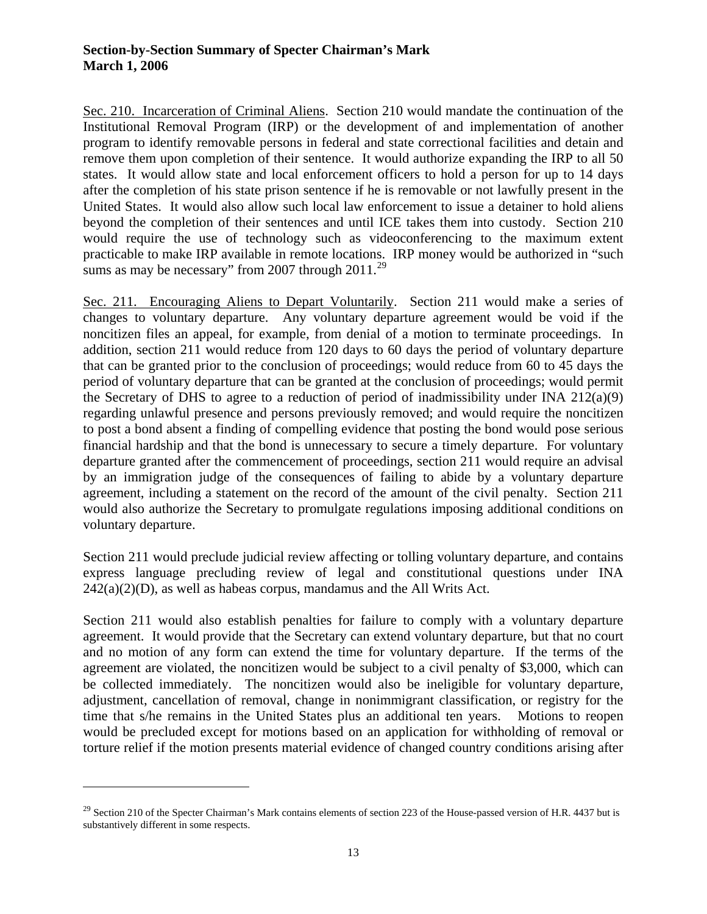Sec. 210. Incarceration of Criminal Aliens. Section 210 would mandate the continuation of the Institutional Removal Program (IRP) or the development of and implementation of another program to identify removable persons in federal and state correctional facilities and detain and remove them upon completion of their sentence. It would authorize expanding the IRP to all 50 states. It would allow state and local enforcement officers to hold a person for up to 14 days after the completion of his state prison sentence if he is removable or not lawfully present in the United States. It would also allow such local law enforcement to issue a detainer to hold aliens beyond the completion of their sentences and until ICE takes them into custody. Section 210 would require the use of technology such as videoconferencing to the maximum extent practicable to make IRP available in remote locations. IRP money would be authorized in "such sums as may be necessary" from 2007 through 2011.[29]

Sec. 211. Encouraging Aliens to Depart Voluntarily. Section 211 would make a series of changes to voluntary departure. Any voluntary departure agreement would be void if the noncitizen files an appeal, for example, from denial of a motion to terminate proceedings. In addition, section 211 would reduce from 120 days to 60 days the period of voluntary departure that can be granted prior to the conclusion of proceedings; would reduce from 60 to 45 days the period of voluntary departure that can be granted at the conclusion of proceedings; would permit the Secretary of DHS to agree to a reduction of period of inadmissibility under INA 212(a)(9) regarding unlawful presence and persons previously removed; and would require the noncitizen to post a bond absent a finding of compelling evidence that posting the bond would pose serious financial hardship and that the bond is unnecessary to secure a timely departure. For voluntary departure granted after the commencement of proceedings, section 211 would require an advisal by an immigration judge of the consequences of failing to abide by a voluntary departure agreement, including a statement on the record of the amount of the civil penalty. Section 211 would also authorize the Secretary to promulgate regulations imposing additional conditions on voluntary departure.

Section 211 would preclude judicial review affecting or tolling voluntary departure, and contains express language precluding review of legal and constitutional questions under INA 242(a)(2)(D), as well as habeas corpus, mandamus and the All Writs Act.

Section 211 would also establish penalties for failure to comply with a voluntary departure agreement. It would provide that the Secretary can extend voluntary departure, but that no court and no motion of any form can extend the time for voluntary departure. If the terms of the agreement are violated, the noncitizen would be subject to a civil penalty of $3,000, which can be collected immediately. The noncitizen would also be ineligible for voluntary departure, adjustment, cancellation of removal, change in nonimmigrant classification, or registry for the time that s/he remains in the United States plus an additional ten years. Motions to reopen would be precluded except for motions based on an application for withholding of removal or torture relief if the motion presents material evidence of changed country conditions arising after

---

[29] Section 210 of the Specter Chairman's Mark contains elements of section 223 of the House-passed version of H.R. 4437 but is substantively different in some respects.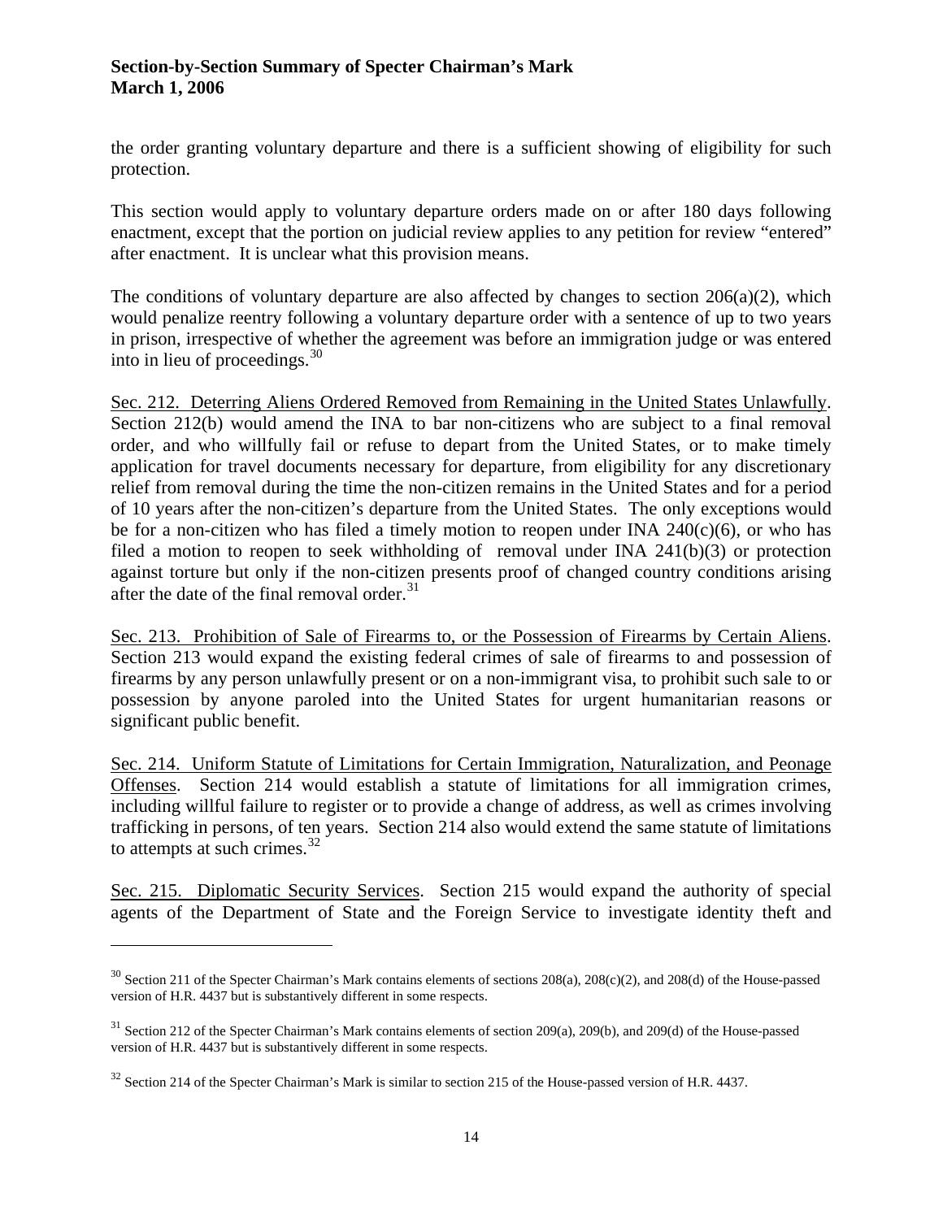the order granting voluntary departure and there is a sufficient showing of eligibility for such protection.

This section would apply to voluntary departure orders made on or after 180 days following enactment, except that the portion on judicial review applies to any petition for review "entered" after enactment. It is unclear what this provision means.

The conditions of voluntary departure are also affected by changes to section 206(a)(2), which would penalize reentry following a voluntary departure order with a sentence of up to two years in prison, irrespective of whether the agreement was before an immigration judge or was entered into in lieu of proceedings.[30]

<u>Sec. 212. Deterring Aliens Ordered Removed from Remaining in the United States Unlawfully</u>. Section 212(b) would amend the INA to bar non-citizens who are subject to a final removal order, and who willfully fail or refuse to depart from the United States, or to make timely application for travel documents necessary for departure, from eligibility for any discretionary relief from removal during the time the non-citizen remains in the United States and for a period of 10 years after the non-citizen's departure from the United States. The only exceptions would be for a non-citizen who has filed a timely motion to reopen under INA 240(c)(6), or who has filed a motion to reopen to seek withholding of removal under INA 241(b)(3) or protection against torture but only if the non-citizen presents proof of changed country conditions arising after the date of the final removal order.[31]

<u>Sec. 213. Prohibition of Sale of Firearms to, or the Possession of Firearms by Certain Aliens</u>. Section 213 would expand the existing federal crimes of sale of firearms to and possession of firearms by any person unlawfully present or on a non-immigrant visa, to prohibit such sale to or possession by anyone paroled into the United States for urgent humanitarian reasons or significant public benefit.

<u>Sec. 214. Uniform Statute of Limitations for Certain Immigration, Naturalization, and Peonage Offenses</u>. Section 214 would establish a statute of limitations for all immigration crimes, including willful failure to register or to provide a change of address, as well as crimes involving trafficking in persons, of ten years. Section 214 also would extend the same statute of limitations to attempts at such crimes.[32]

<u>Sec. 215. Diplomatic Security Services</u>. Section 215 would expand the authority of special agents of the Department of State and the Foreign Service to investigate identity theft and

---

[30] Section 211 of the Specter Chairman's Mark contains elements of sections 208(a), 208(c)(2), and 208(d) of the House-passed version of H.R. 4437 but is substantively different in some respects.

[31] Section 212 of the Specter Chairman's Mark contains elements of section 209(a), 209(b), and 209(d) of the House-passed version of H.R. 4437 but is substantively different in some respects.

[32] Section 214 of the Specter Chairman's Mark is similar to section 215 of the House-passed version of H.R. 4437.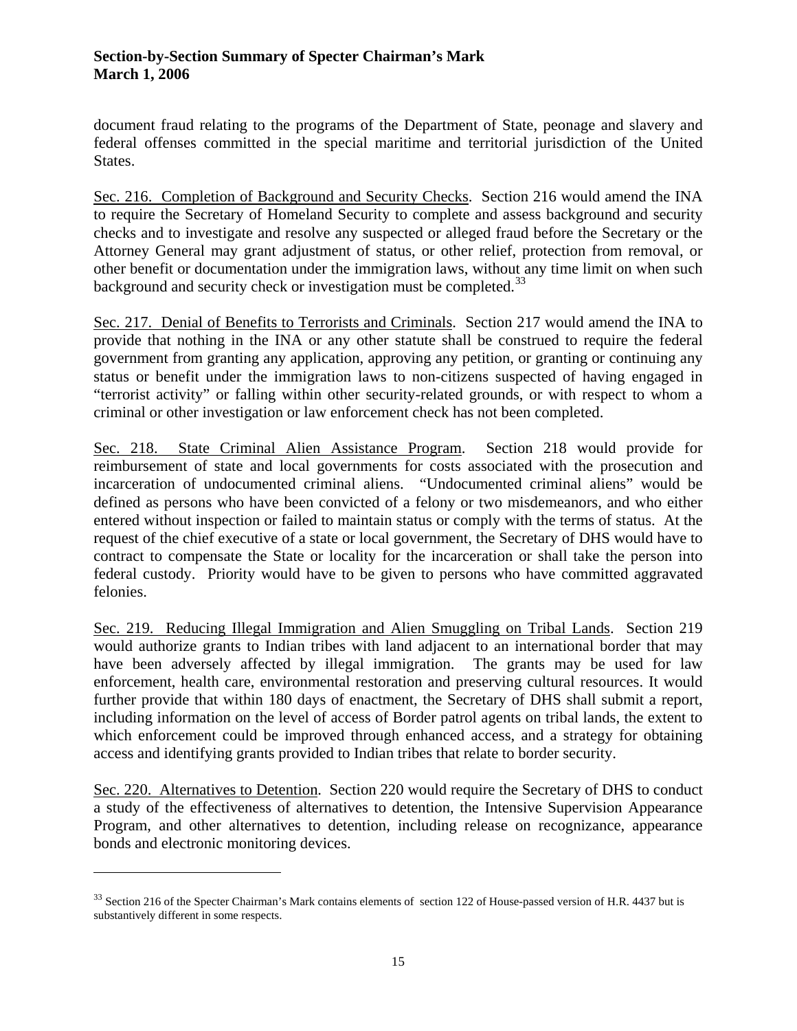document fraud relating to the programs of the Department of State, peonage and slavery and federal offenses committed in the special maritime and territorial jurisdiction of the United States.

<u>Sec. 216. Completion of Background and Security Checks</u>. Section 216 would amend the INA to require the Secretary of Homeland Security to complete and assess background and security checks and to investigate and resolve any suspected or alleged fraud before the Secretary or the Attorney General may grant adjustment of status, or other relief, protection from removal, or other benefit or documentation under the immigration laws, without any time limit on when such background and security check or investigation must be completed.[33]

<u>Sec. 217. Denial of Benefits to Terrorists and Criminals</u>. Section 217 would amend the INA to provide that nothing in the INA or any other statute shall be construed to require the federal government from granting any application, approving any petition, or granting or continuing any status or benefit under the immigration laws to non-citizens suspected of having engaged in "terrorist activity" or falling within other security-related grounds, or with respect to whom a criminal or other investigation or law enforcement check has not been completed.

<u>Sec. 218. State Criminal Alien Assistance Program</u>. Section 218 would provide for reimbursement of state and local governments for costs associated with the prosecution and incarceration of undocumented criminal aliens. "Undocumented criminal aliens" would be defined as persons who have been convicted of a felony or two misdemeanors, and who either entered without inspection or failed to maintain status or comply with the terms of status. At the request of the chief executive of a state or local government, the Secretary of DHS would have to contract to compensate the State or locality for the incarceration or shall take the person into federal custody. Priority would have to be given to persons who have committed aggravated felonies.

<u>Sec. 219. Reducing Illegal Immigration and Alien Smuggling on Tribal Lands</u>. Section 219 would authorize grants to Indian tribes with land adjacent to an international border that may have been adversely affected by illegal immigration. The grants may be used for law enforcement, health care, environmental restoration and preserving cultural resources. It would further provide that within 180 days of enactment, the Secretary of DHS shall submit a report, including information on the level of access of Border patrol agents on tribal lands, the extent to which enforcement could be improved through enhanced access, and a strategy for obtaining access and identifying grants provided to Indian tribes that relate to border security.

<u>Sec. 220. Alternatives to Detention</u>. Section 220 would require the Secretary of DHS to conduct a study of the effectiveness of alternatives to detention, the Intensive Supervision Appearance Program, and other alternatives to detention, including release on recognizance, appearance bonds and electronic monitoring devices.

---

[33] Section 216 of the Specter Chairman's Mark contains elements of section 122 of House-passed version of H.R. 4437 but is substantively different in some respects.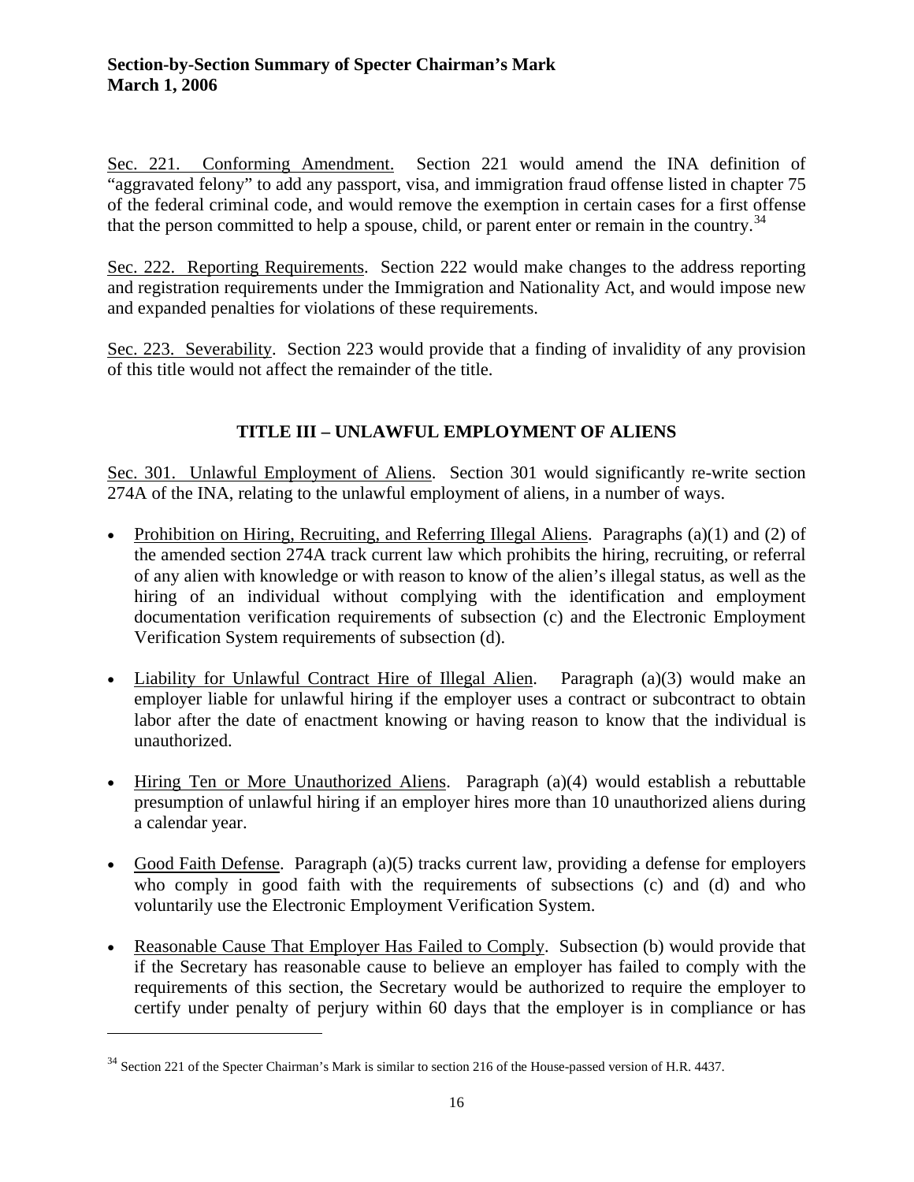Sec. 221. Conforming Amendment. Section 221 would amend the INA definition of "aggravated felony" to add any passport, visa, and immigration fraud offense listed in chapter 75 of the federal criminal code, and would remove the exemption in certain cases for a first offense that the person committed to help a spouse, child, or parent enter or remain in the country.[34]

Sec. 222. Reporting Requirements. Section 222 would make changes to the address reporting and registration requirements under the Immigration and Nationality Act, and would impose new and expanded penalties for violations of these requirements.

Sec. 223. Severability. Section 223 would provide that a finding of invalidity of any provision of this title would not affect the remainder of the title.

## TITLE III – UNLAWFUL EMPLOYMENT OF ALIENS

Sec. 301. Unlawful Employment of Aliens. Section 301 would significantly re-write section 274A of the INA, relating to the unlawful employment of aliens, in a number of ways.

- Prohibition on Hiring, Recruiting, and Referring Illegal Aliens. Paragraphs (a)(1) and (2) of the amended section 274A track current law which prohibits the hiring, recruiting, or referral of any alien with knowledge or with reason to know of the alien's illegal status, as well as the hiring of an individual without complying with the identification and employment documentation verification requirements of subsection (c) and the Electronic Employment Verification System requirements of subsection (d).

- Liability for Unlawful Contract Hire of Illegal Alien. Paragraph (a)(3) would make an employer liable for unlawful hiring if the employer uses a contract or subcontract to obtain labor after the date of enactment knowing or having reason to know that the individual is unauthorized.

- Hiring Ten or More Unauthorized Aliens. Paragraph (a)(4) would establish a rebuttable presumption of unlawful hiring if an employer hires more than 10 unauthorized aliens during a calendar year.

- Good Faith Defense. Paragraph (a)(5) tracks current law, providing a defense for employers who comply in good faith with the requirements of subsections (c) and (d) and who voluntarily use the Electronic Employment Verification System.

- Reasonable Cause That Employer Has Failed to Comply. Subsection (b) would provide that if the Secretary has reasonable cause to believe an employer has failed to comply with the requirements of this section, the Secretary would be authorized to require the employer to certify under penalty of perjury within 60 days that the employer is in compliance or has

---

[34] Section 221 of the Specter Chairman's Mark is similar to section 216 of the House-passed version of H.R. 4437.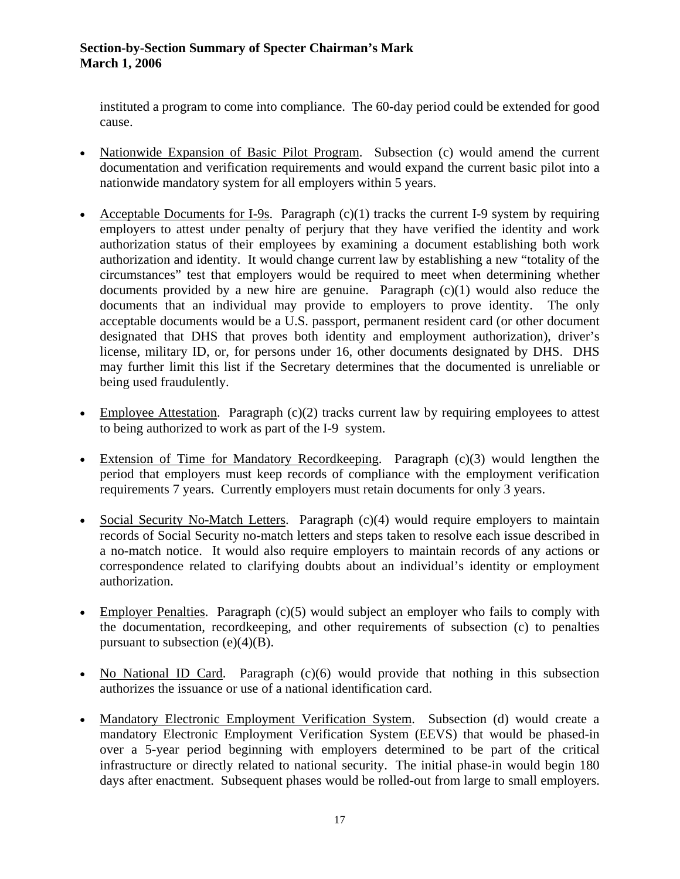instituted a program to come into compliance. The 60-day period could be extended for good cause.

- Nationwide Expansion of Basic Pilot Program. Subsection (c) would amend the current documentation and verification requirements and would expand the current basic pilot into a nationwide mandatory system for all employers within 5 years.

- Acceptable Documents for I-9s. Paragraph (c)(1) tracks the current I-9 system by requiring employers to attest under penalty of perjury that they have verified the identity and work authorization status of their employees by examining a document establishing both work authorization and identity. It would change current law by establishing a new "totality of the circumstances" test that employers would be required to meet when determining whether documents provided by a new hire are genuine. Paragraph (c)(1) would also reduce the documents that an individual may provide to employers to prove identity. The only acceptable documents would be a U.S. passport, permanent resident card (or other document designated that DHS that proves both identity and employment authorization), driver's license, military ID, or, for persons under 16, other documents designated by DHS. DHS may further limit this list if the Secretary determines that the documented is unreliable or being used fraudulently.

- Employee Attestation. Paragraph (c)(2) tracks current law by requiring employees to attest to being authorized to work as part of the I-9 system.

- Extension of Time for Mandatory Recordkeeping. Paragraph (c)(3) would lengthen the period that employers must keep records of compliance with the employment verification requirements 7 years. Currently employers must retain documents for only 3 years.

- Social Security No-Match Letters. Paragraph (c)(4) would require employers to maintain records of Social Security no-match letters and steps taken to resolve each issue described in a no-match notice. It would also require employers to maintain records of any actions or correspondence related to clarifying doubts about an individual's identity or employment authorization.

- Employer Penalties. Paragraph (c)(5) would subject an employer who fails to comply with the documentation, recordkeeping, and other requirements of subsection (c) to penalties pursuant to subsection (e)(4)(B).

- No National ID Card. Paragraph (c)(6) would provide that nothing in this subsection authorizes the issuance or use of a national identification card.

- Mandatory Electronic Employment Verification System. Subsection (d) would create a mandatory Electronic Employment Verification System (EEVS) that would be phased-in over a 5-year period beginning with employers determined to be part of the critical infrastructure or directly related to national security. The initial phase-in would begin 180 days after enactment. Subsequent phases would be rolled-out from large to small employers.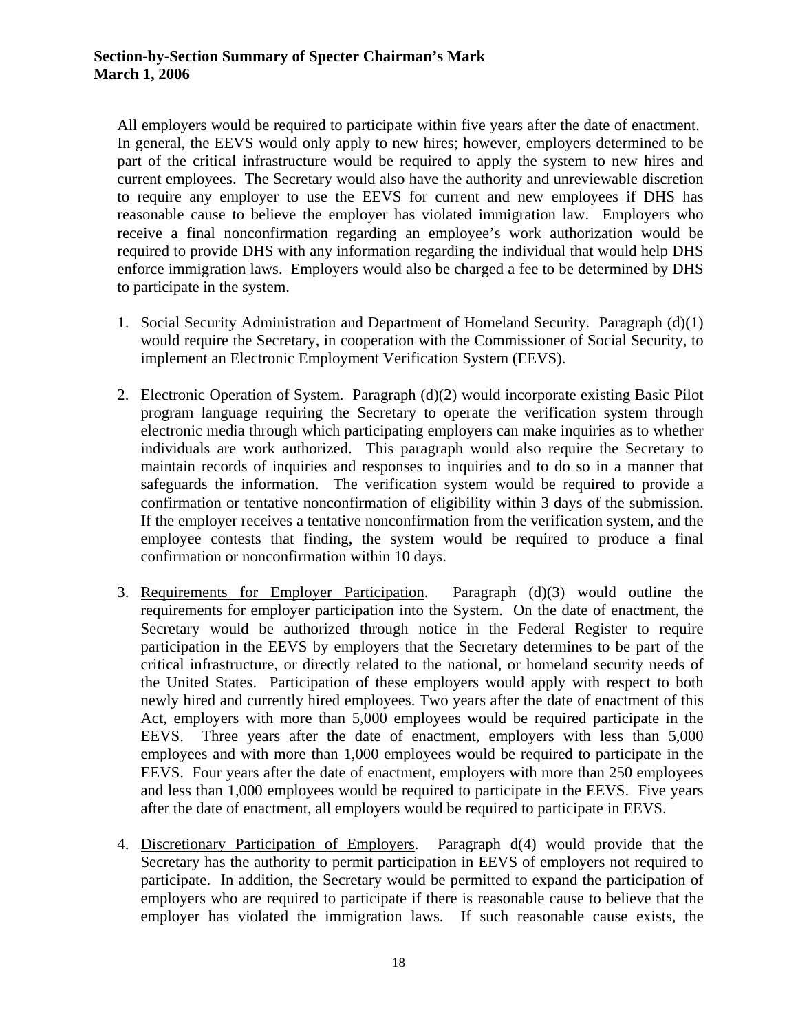All employers would be required to participate within five years after the date of enactment. In general, the EEVS would only apply to new hires; however, employers determined to be part of the critical infrastructure would be required to apply the system to new hires and current employees. The Secretary would also have the authority and unreviewable discretion to require any employer to use the EEVS for current and new employees if DHS has reasonable cause to believe the employer has violated immigration law. Employers who receive a final nonconfirmation regarding an employee's work authorization would be required to provide DHS with any information regarding the individual that would help DHS enforce immigration laws. Employers would also be charged a fee to be determined by DHS to participate in the system.

1. Social Security Administration and Department of Homeland Security. Paragraph (d)(1) would require the Secretary, in cooperation with the Commissioner of Social Security, to implement an Electronic Employment Verification System (EEVS).

2. Electronic Operation of System. Paragraph (d)(2) would incorporate existing Basic Pilot program language requiring the Secretary to operate the verification system through electronic media through which participating employers can make inquiries as to whether individuals are work authorized. This paragraph would also require the Secretary to maintain records of inquiries and responses to inquiries and to do so in a manner that safeguards the information. The verification system would be required to provide a confirmation or tentative nonconfirmation of eligibility within 3 days of the submission. If the employer receives a tentative nonconfirmation from the verification system, and the employee contests that finding, the system would be required to produce a final confirmation or nonconfirmation within 10 days.

3. Requirements for Employer Participation. Paragraph (d)(3) would outline the requirements for employer participation into the System. On the date of enactment, the Secretary would be authorized through notice in the Federal Register to require participation in the EEVS by employers that the Secretary determines to be part of the critical infrastructure, or directly related to the national, or homeland security needs of the United States. Participation of these employers would apply with respect to both newly hired and currently hired employees. Two years after the date of enactment of this Act, employers with more than 5,000 employees would be required participate in the EEVS. Three years after the date of enactment, employers with less than 5,000 employees and with more than 1,000 employees would be required to participate in the EEVS. Four years after the date of enactment, employers with more than 250 employees and less than 1,000 employees would be required to participate in the EEVS. Five years after the date of enactment, all employers would be required to participate in EEVS.

4. Discretionary Participation of Employers. Paragraph d(4) would provide that the Secretary has the authority to permit participation in EEVS of employers not required to participate. In addition, the Secretary would be permitted to expand the participation of employers who are required to participate if there is reasonable cause to believe that the employer has violated the immigration laws. If such reasonable cause exists, the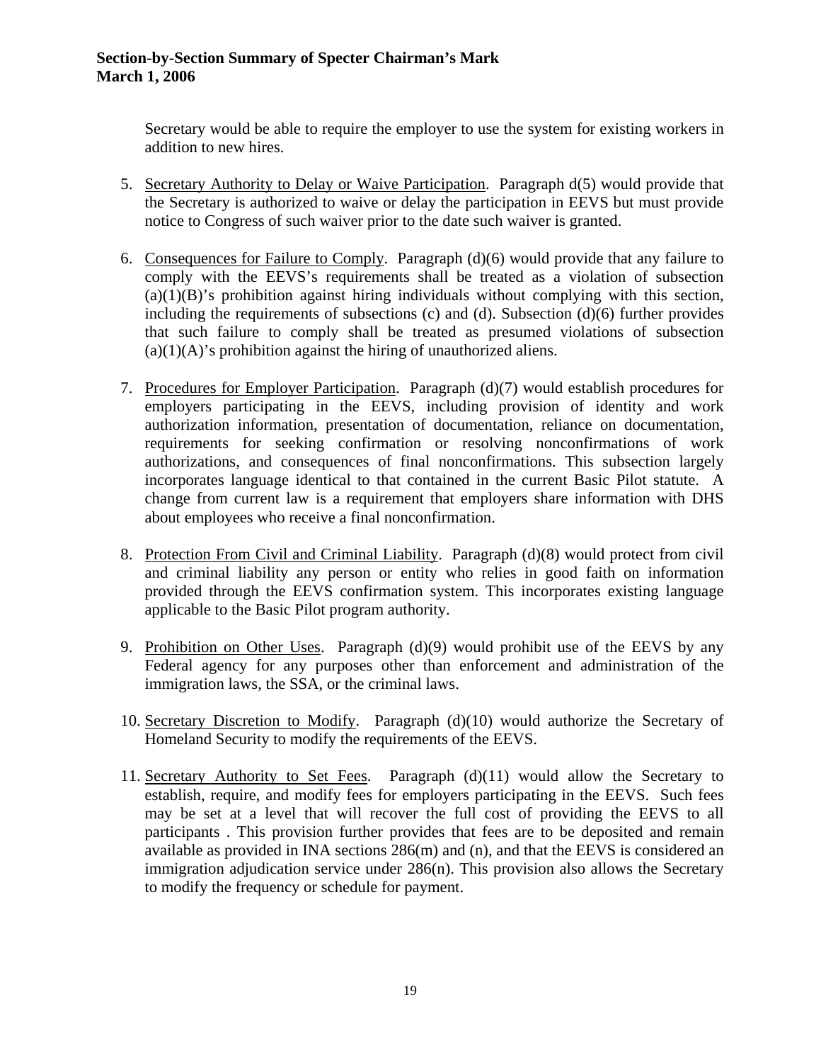Secretary would be able to require the employer to use the system for existing workers in addition to new hires.

5. Secretary Authority to Delay or Waive Participation. Paragraph d(5) would provide that the Secretary is authorized to waive or delay the participation in EEVS but must provide notice to Congress of such waiver prior to the date such waiver is granted.

6. Consequences for Failure to Comply. Paragraph (d)(6) would provide that any failure to comply with the EEVS's requirements shall be treated as a violation of subsection (a)(1)(B)'s prohibition against hiring individuals without complying with this section, including the requirements of subsections (c) and (d). Subsection (d)(6) further provides that such failure to comply shall be treated as presumed violations of subsection (a)(1)(A)'s prohibition against the hiring of unauthorized aliens.

7. Procedures for Employer Participation. Paragraph (d)(7) would establish procedures for employers participating in the EEVS, including provision of identity and work authorization information, presentation of documentation, reliance on documentation, requirements for seeking confirmation or resolving nonconfirmations of work authorizations, and consequences of final nonconfirmations. This subsection largely incorporates language identical to that contained in the current Basic Pilot statute. A change from current law is a requirement that employers share information with DHS about employees who receive a final nonconfirmation.

8. Protection From Civil and Criminal Liability. Paragraph (d)(8) would protect from civil and criminal liability any person or entity who relies in good faith on information provided through the EEVS confirmation system. This incorporates existing language applicable to the Basic Pilot program authority.

9. Prohibition on Other Uses. Paragraph (d)(9) would prohibit use of the EEVS by any Federal agency for any purposes other than enforcement and administration of the immigration laws, the SSA, or the criminal laws.

10. Secretary Discretion to Modify. Paragraph (d)(10) would authorize the Secretary of Homeland Security to modify the requirements of the EEVS.

11. Secretary Authority to Set Fees. Paragraph (d)(11) would allow the Secretary to establish, require, and modify fees for employers participating in the EEVS. Such fees may be set at a level that will recover the full cost of providing the EEVS to all participants . This provision further provides that fees are to be deposited and remain available as provided in INA sections 286(m) and (n), and that the EEVS is considered an immigration adjudication service under 286(n). This provision also allows the Secretary to modify the frequency or schedule for payment.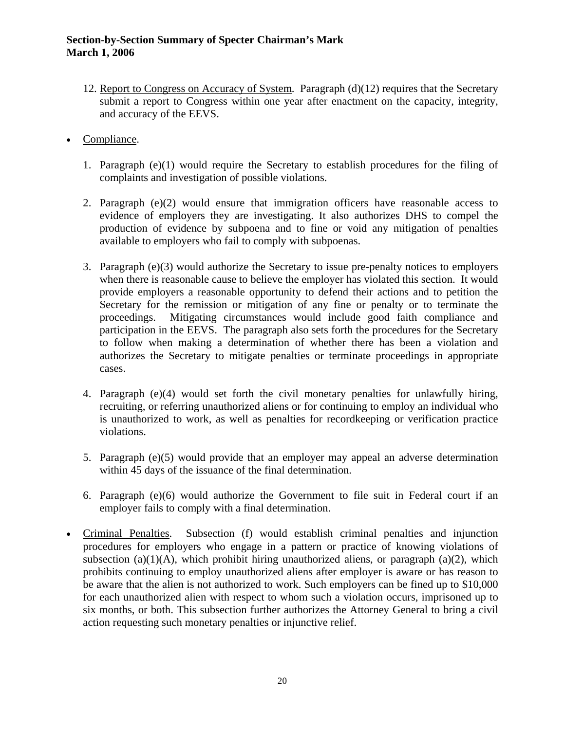12. Report to Congress on Accuracy of System. Paragraph (d)(12) requires that the Secretary submit a report to Congress within one year after enactment on the capacity, integrity, and accuracy of the EEVS.

- Compliance.

  1. Paragraph (e)(1) would require the Secretary to establish procedures for the filing of complaints and investigation of possible violations.

  2. Paragraph (e)(2) would ensure that immigration officers have reasonable access to evidence of employers they are investigating. It also authorizes DHS to compel the production of evidence by subpoena and to fine or void any mitigation of penalties available to employers who fail to comply with subpoenas.

  3. Paragraph (e)(3) would authorize the Secretary to issue pre-penalty notices to employers when there is reasonable cause to believe the employer has violated this section. It would provide employers a reasonable opportunity to defend their actions and to petition the Secretary for the remission or mitigation of any fine or penalty or to terminate the proceedings. Mitigating circumstances would include good faith compliance and participation in the EEVS. The paragraph also sets forth the procedures for the Secretary to follow when making a determination of whether there has been a violation and authorizes the Secretary to mitigate penalties or terminate proceedings in appropriate cases.

  4. Paragraph (e)(4) would set forth the civil monetary penalties for unlawfully hiring, recruiting, or referring unauthorized aliens or for continuing to employ an individual who is unauthorized to work, as well as penalties for recordkeeping or verification practice violations.

  5. Paragraph (e)(5) would provide that an employer may appeal an adverse determination within 45 days of the issuance of the final determination.

  6. Paragraph (e)(6) would authorize the Government to file suit in Federal court if an employer fails to comply with a final determination.

- Criminal Penalties. Subsection (f) would establish criminal penalties and injunction procedures for employers who engage in a pattern or practice of knowing violations of subsection (a)(1)(A), which prohibit hiring unauthorized aliens, or paragraph (a)(2), which prohibits continuing to employ unauthorized aliens after employer is aware or has reason to be aware that the alien is not authorized to work. Such employers can be fined up to $10,000 for each unauthorized alien with respect to whom such a violation occurs, imprisoned up to six months, or both. This subsection further authorizes the Attorney General to bring a civil action requesting such monetary penalties or injunctive relief.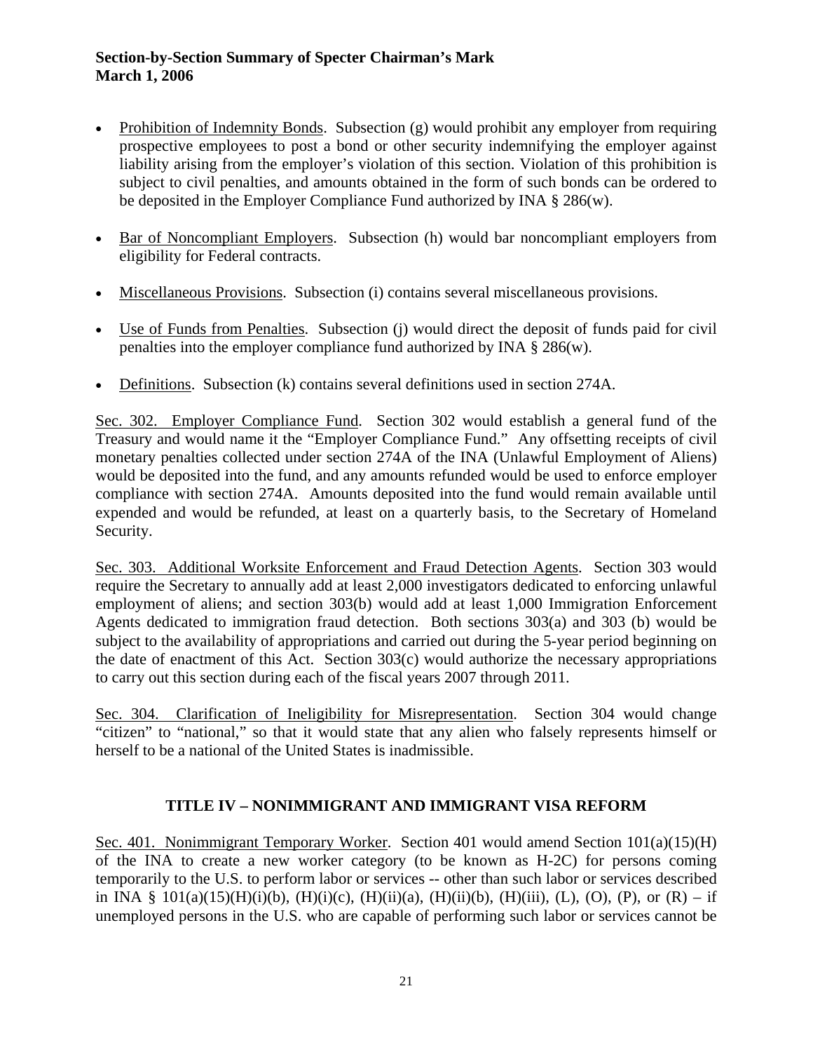- Prohibition of Indemnity Bonds. Subsection (g) would prohibit any employer from requiring prospective employees to post a bond or other security indemnifying the employer against liability arising from the employer's violation of this section. Violation of this prohibition is subject to civil penalties, and amounts obtained in the form of such bonds can be ordered to be deposited in the Employer Compliance Fund authorized by INA § 286(w).

- Bar of Noncompliant Employers. Subsection (h) would bar noncompliant employers from eligibility for Federal contracts.

- Miscellaneous Provisions. Subsection (i) contains several miscellaneous provisions.

- Use of Funds from Penalties. Subsection (j) would direct the deposit of funds paid for civil penalties into the employer compliance fund authorized by INA § 286(w).

- Definitions. Subsection (k) contains several definitions used in section 274A.

Sec. 302. Employer Compliance Fund. Section 302 would establish a general fund of the Treasury and would name it the "Employer Compliance Fund." Any offsetting receipts of civil monetary penalties collected under section 274A of the INA (Unlawful Employment of Aliens) would be deposited into the fund, and any amounts refunded would be used to enforce employer compliance with section 274A. Amounts deposited into the fund would remain available until expended and would be refunded, at least on a quarterly basis, to the Secretary of Homeland Security.

Sec. 303. Additional Worksite Enforcement and Fraud Detection Agents. Section 303 would require the Secretary to annually add at least 2,000 investigators dedicated to enforcing unlawful employment of aliens; and section 303(b) would add at least 1,000 Immigration Enforcement Agents dedicated to immigration fraud detection. Both sections 303(a) and 303 (b) would be subject to the availability of appropriations and carried out during the 5-year period beginning on the date of enactment of this Act. Section 303(c) would authorize the necessary appropriations to carry out this section during each of the fiscal years 2007 through 2011.

Sec. 304. Clarification of Ineligibility for Misrepresentation. Section 304 would change "citizen" to "national," so that it would state that any alien who falsely represents himself or herself to be a national of the United States is inadmissible.

## TITLE IV – NONIMMIGRANT AND IMMIGRANT VISA REFORM

Sec. 401. Nonimmigrant Temporary Worker. Section 401 would amend Section 101(a)(15)(H) of the INA to create a new worker category (to be known as H-2C) for persons coming temporarily to the U.S. to perform labor or services -- other than such labor or services described in INA § 101(a)(15)(H)(i)(b), (H)(i)(c), (H)(ii)(a), (H)(ii)(b), (H)(iii), (L), (O), (P), or (R) – if unemployed persons in the U.S. who are capable of performing such labor or services cannot be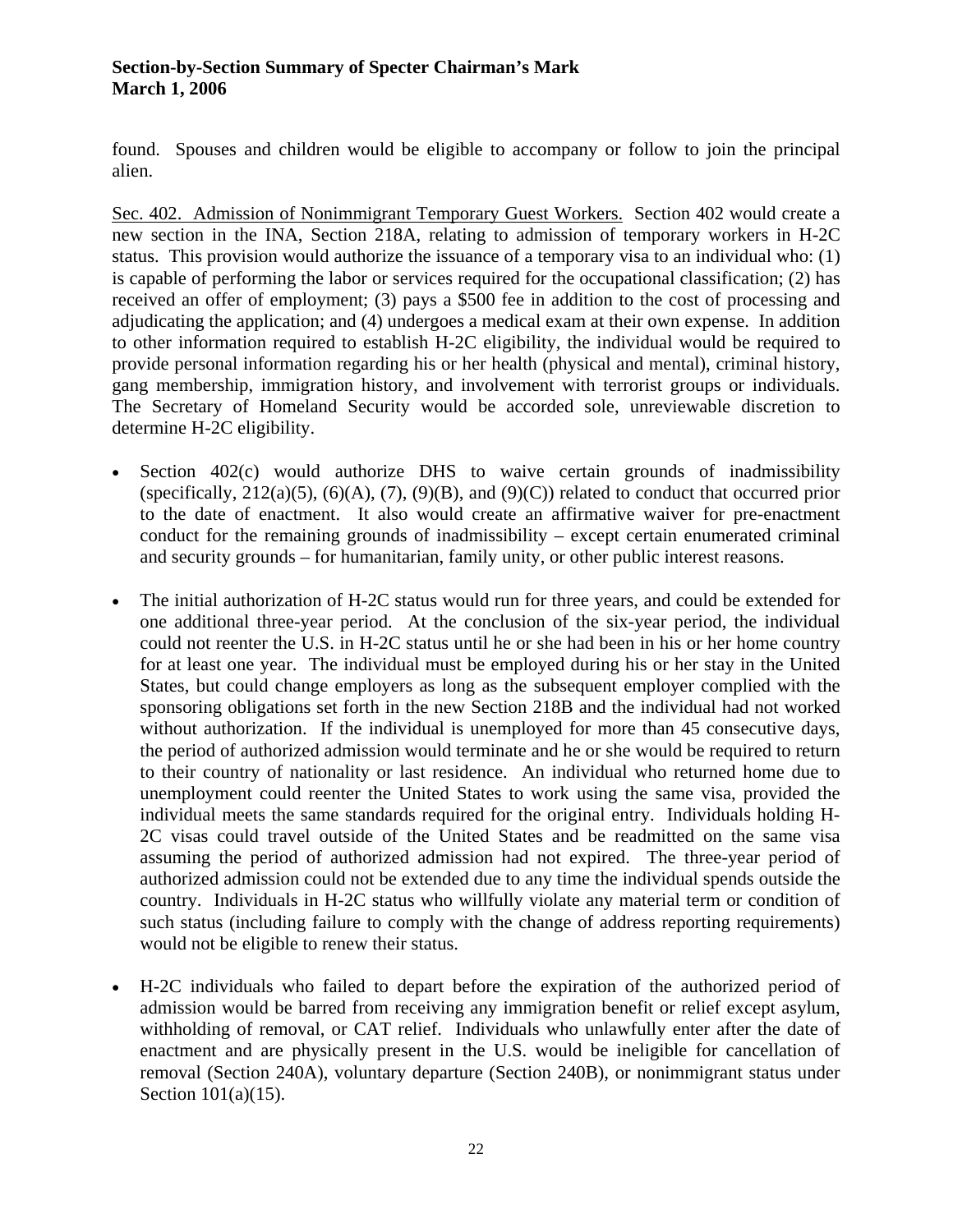found. Spouses and children would be eligible to accompany or follow to join the principal alien.

<u>Sec. 402. Admission of Nonimmigrant Temporary Guest Workers.</u> Section 402 would create a new section in the INA, Section 218A, relating to admission of temporary workers in H-2C status. This provision would authorize the issuance of a temporary visa to an individual who: (1) is capable of performing the labor or services required for the occupational classification; (2) has received an offer of employment; (3) pays a $500 fee in addition to the cost of processing and adjudicating the application; and (4) undergoes a medical exam at their own expense. In addition to other information required to establish H-2C eligibility, the individual would be required to provide personal information regarding his or her health (physical and mental), criminal history, gang membership, immigration history, and involvement with terrorist groups or individuals. The Secretary of Homeland Security would be accorded sole, unreviewable discretion to determine H-2C eligibility.

- Section 402(c) would authorize DHS to waive certain grounds of inadmissibility (specifically, 212(a)(5), (6)(A), (7), (9)(B), and (9)(C)) related to conduct that occurred prior to the date of enactment. It also would create an affirmative waiver for pre-enactment conduct for the remaining grounds of inadmissibility – except certain enumerated criminal and security grounds – for humanitarian, family unity, or other public interest reasons.

- The initial authorization of H-2C status would run for three years, and could be extended for one additional three-year period. At the conclusion of the six-year period, the individual could not reenter the U.S. in H-2C status until he or she had been in his or her home country for at least one year. The individual must be employed during his or her stay in the United States, but could change employers as long as the subsequent employer complied with the sponsoring obligations set forth in the new Section 218B and the individual had not worked without authorization. If the individual is unemployed for more than 45 consecutive days, the period of authorized admission would terminate and he or she would be required to return to their country of nationality or last residence. An individual who returned home due to unemployment could reenter the United States to work using the same visa, provided the individual meets the same standards required for the original entry. Individuals holding H-2C visas could travel outside of the United States and be readmitted on the same visa assuming the period of authorized admission had not expired. The three-year period of authorized admission could not be extended due to any time the individual spends outside the country. Individuals in H-2C status who willfully violate any material term or condition of such status (including failure to comply with the change of address reporting requirements) would not be eligible to renew their status.

- H-2C individuals who failed to depart before the expiration of the authorized period of admission would be barred from receiving any immigration benefit or relief except asylum, withholding of removal, or CAT relief. Individuals who unlawfully enter after the date of enactment and are physically present in the U.S. would be ineligible for cancellation of removal (Section 240A), voluntary departure (Section 240B), or nonimmigrant status under Section 101(a)(15).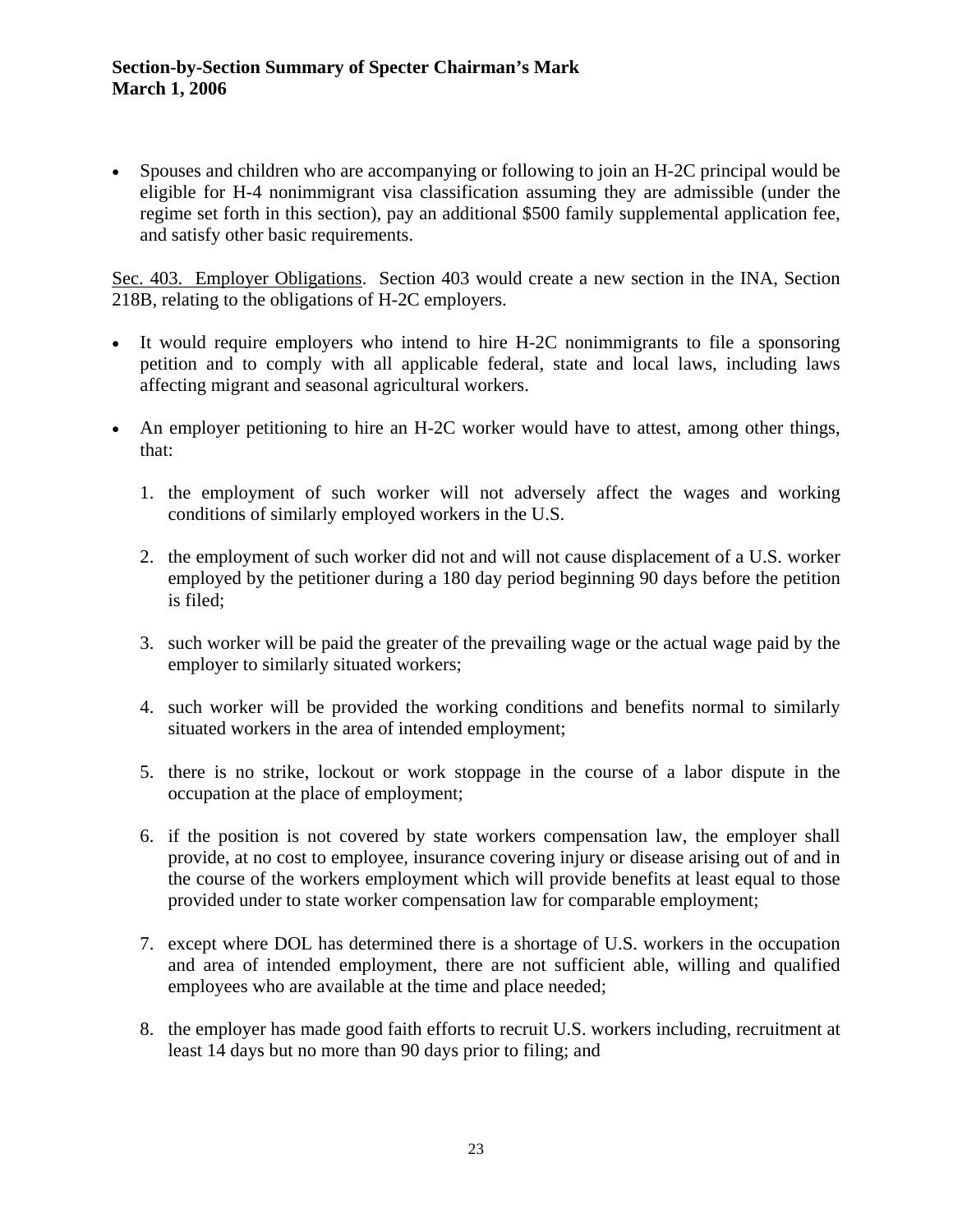- Spouses and children who are accompanying or following to join an H-2C principal would be eligible for H-4 nonimmigrant visa classification assuming they are admissible (under the regime set forth in this section), pay an additional $500 family supplemental application fee, and satisfy other basic requirements.

<u>Sec. 403. Employer Obligations</u>. Section 403 would create a new section in the INA, Section 218B, relating to the obligations of H-2C employers.

- It would require employers who intend to hire H-2C nonimmigrants to file a sponsoring petition and to comply with all applicable federal, state and local laws, including laws affecting migrant and seasonal agricultural workers.

- An employer petitioning to hire an H-2C worker would have to attest, among other things, that:

    1. the employment of such worker will not adversely affect the wages and working conditions of similarly employed workers in the U.S.

    2. the employment of such worker did not and will not cause displacement of a U.S. worker employed by the petitioner during a 180 day period beginning 90 days before the petition is filed;

    3. such worker will be paid the greater of the prevailing wage or the actual wage paid by the employer to similarly situated workers;

    4. such worker will be provided the working conditions and benefits normal to similarly situated workers in the area of intended employment;

    5. there is no strike, lockout or work stoppage in the course of a labor dispute in the occupation at the place of employment;

    6. if the position is not covered by state workers compensation law, the employer shall provide, at no cost to employee, insurance covering injury or disease arising out of and in the course of the workers employment which will provide benefits at least equal to those provided under to state worker compensation law for comparable employment;

    7. except where DOL has determined there is a shortage of U.S. workers in the occupation and area of intended employment, there are not sufficient able, willing and qualified employees who are available at the time and place needed;

    8. the employer has made good faith efforts to recruit U.S. workers including, recruitment at least 14 days but no more than 90 days prior to filing; and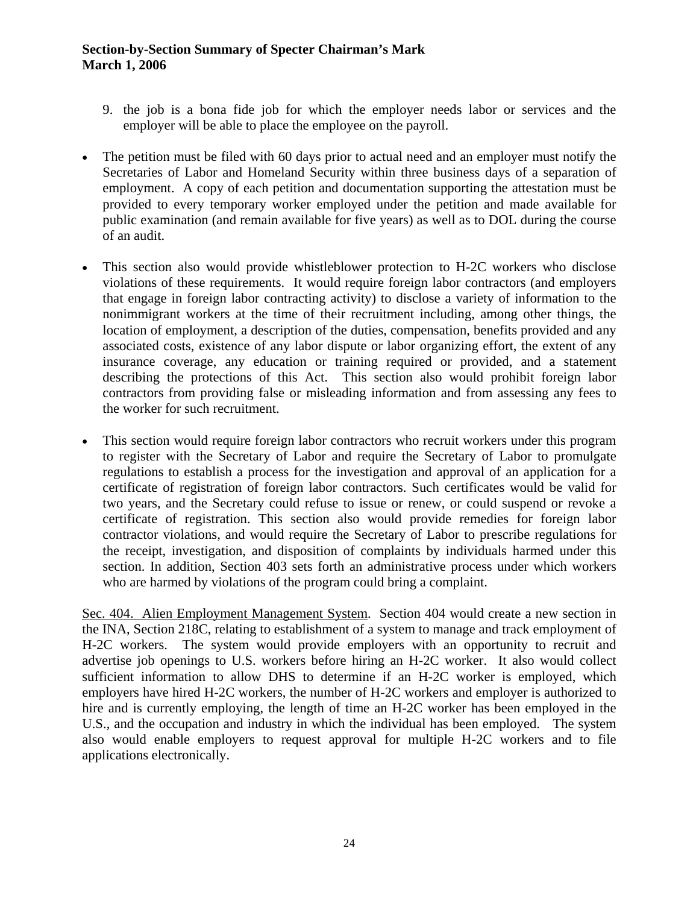9. the job is a bona fide job for which the employer needs labor or services and the employer will be able to place the employee on the payroll.

- The petition must be filed with 60 days prior to actual need and an employer must notify the Secretaries of Labor and Homeland Security within three business days of a separation of employment. A copy of each petition and documentation supporting the attestation must be provided to every temporary worker employed under the petition and made available for public examination (and remain available for five years) as well as to DOL during the course of an audit.

- This section also would provide whistleblower protection to H-2C workers who disclose violations of these requirements. It would require foreign labor contractors (and employers that engage in foreign labor contracting activity) to disclose a variety of information to the nonimmigrant workers at the time of their recruitment including, among other things, the location of employment, a description of the duties, compensation, benefits provided and any associated costs, existence of any labor dispute or labor organizing effort, the extent of any insurance coverage, any education or training required or provided, and a statement describing the protections of this Act. This section also would prohibit foreign labor contractors from providing false or misleading information and from assessing any fees to the worker for such recruitment.

- This section would require foreign labor contractors who recruit workers under this program to register with the Secretary of Labor and require the Secretary of Labor to promulgate regulations to establish a process for the investigation and approval of an application for a certificate of registration of foreign labor contractors. Such certificates would be valid for two years, and the Secretary could refuse to issue or renew, or could suspend or revoke a certificate of registration. This section also would provide remedies for foreign labor contractor violations, and would require the Secretary of Labor to prescribe regulations for the receipt, investigation, and disposition of complaints by individuals harmed under this section. In addition, Section 403 sets forth an administrative process under which workers who are harmed by violations of the program could bring a complaint.

<u>Sec. 404. Alien Employment Management System</u>. Section 404 would create a new section in the INA, Section 218C, relating to establishment of a system to manage and track employment of H-2C workers. The system would provide employers with an opportunity to recruit and advertise job openings to U.S. workers before hiring an H-2C worker. It also would collect sufficient information to allow DHS to determine if an H-2C worker is employed, which employers have hired H-2C workers, the number of H-2C workers and employer is authorized to hire and is currently employing, the length of time an H-2C worker has been employed in the U.S., and the occupation and industry in which the individual has been employed. The system also would enable employers to request approval for multiple H-2C workers and to file applications electronically.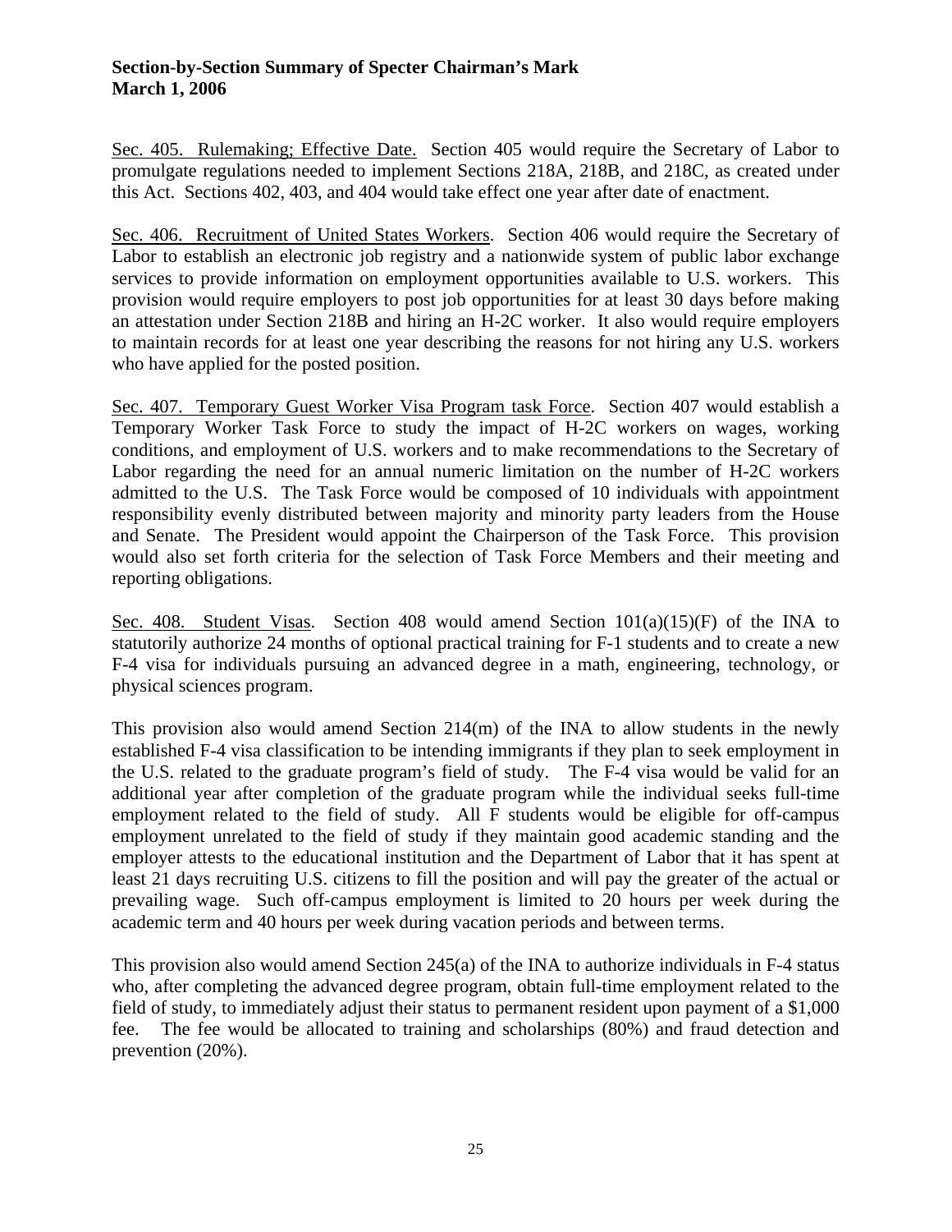Sec. 405. Rulemaking; Effective Date. Section 405 would require the Secretary of Labor to promulgate regulations needed to implement Sections 218A, 218B, and 218C, as created under this Act. Sections 402, 403, and 404 would take effect one year after date of enactment.

Sec. 406. Recruitment of United States Workers. Section 406 would require the Secretary of Labor to establish an electronic job registry and a nationwide system of public labor exchange services to provide information on employment opportunities available to U.S. workers. This provision would require employers to post job opportunities for at least 30 days before making an attestation under Section 218B and hiring an H-2C worker. It also would require employers to maintain records for at least one year describing the reasons for not hiring any U.S. workers who have applied for the posted position.

Sec. 407. Temporary Guest Worker Visa Program task Force. Section 407 would establish a Temporary Worker Task Force to study the impact of H-2C workers on wages, working conditions, and employment of U.S. workers and to make recommendations to the Secretary of Labor regarding the need for an annual numeric limitation on the number of H-2C workers admitted to the U.S. The Task Force would be composed of 10 individuals with appointment responsibility evenly distributed between majority and minority party leaders from the House and Senate. The President would appoint the Chairperson of the Task Force. This provision would also set forth criteria for the selection of Task Force Members and their meeting and reporting obligations.

Sec. 408. Student Visas. Section 408 would amend Section 101(a)(15)(F) of the INA to statutorily authorize 24 months of optional practical training for F-1 students and to create a new F-4 visa for individuals pursuing an advanced degree in a math, engineering, technology, or physical sciences program.

This provision also would amend Section 214(m) of the INA to allow students in the newly established F-4 visa classification to be intending immigrants if they plan to seek employment in the U.S. related to the graduate program's field of study. The F-4 visa would be valid for an additional year after completion of the graduate program while the individual seeks full-time employment related to the field of study. All F students would be eligible for off-campus employment unrelated to the field of study if they maintain good academic standing and the employer attests to the educational institution and the Department of Labor that it has spent at least 21 days recruiting U.S. citizens to fill the position and will pay the greater of the actual or prevailing wage. Such off-campus employment is limited to 20 hours per week during the academic term and 40 hours per week during vacation periods and between terms.

This provision also would amend Section 245(a) of the INA to authorize individuals in F-4 status who, after completing the advanced degree program, obtain full-time employment related to the field of study, to immediately adjust their status to permanent resident upon payment of a $1,000 fee. The fee would be allocated to training and scholarships (80%) and fraud detection and prevention (20%).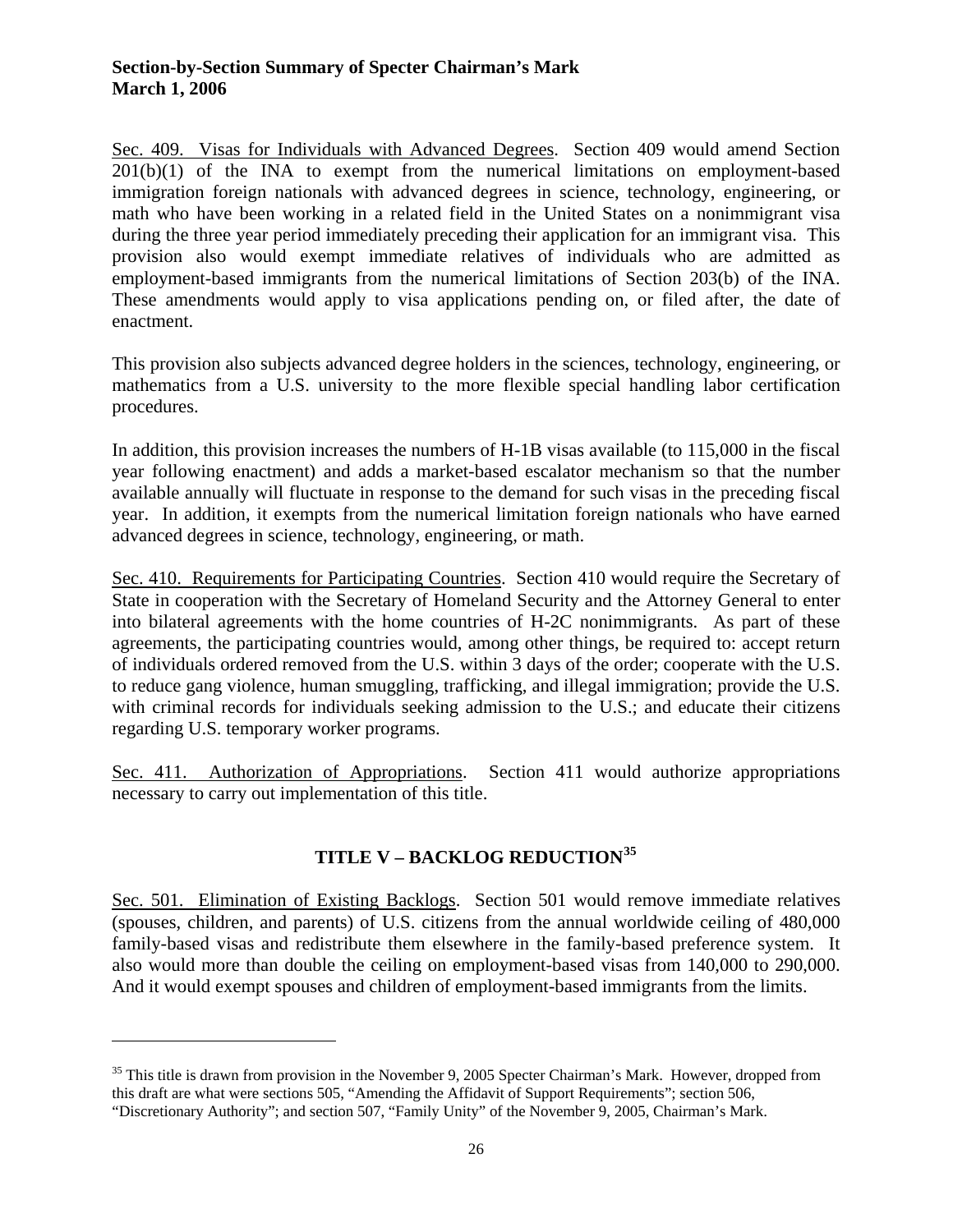Sec. 409. Visas for Individuals with Advanced Degrees. Section 409 would amend Section 201(b)(1) of the INA to exempt from the numerical limitations on employment-based immigration foreign nationals with advanced degrees in science, technology, engineering, or math who have been working in a related field in the United States on a nonimmigrant visa during the three year period immediately preceding their application for an immigrant visa. This provision also would exempt immediate relatives of individuals who are admitted as employment-based immigrants from the numerical limitations of Section 203(b) of the INA. These amendments would apply to visa applications pending on, or filed after, the date of enactment.

This provision also subjects advanced degree holders in the sciences, technology, engineering, or mathematics from a U.S. university to the more flexible special handling labor certification procedures.

In addition, this provision increases the numbers of H-1B visas available (to 115,000 in the fiscal year following enactment) and adds a market-based escalator mechanism so that the number available annually will fluctuate in response to the demand for such visas in the preceding fiscal year. In addition, it exempts from the numerical limitation foreign nationals who have earned advanced degrees in science, technology, engineering, or math.

Sec. 410. Requirements for Participating Countries. Section 410 would require the Secretary of State in cooperation with the Secretary of Homeland Security and the Attorney General to enter into bilateral agreements with the home countries of H-2C nonimmigrants. As part of these agreements, the participating countries would, among other things, be required to: accept return of individuals ordered removed from the U.S. within 3 days of the order; cooperate with the U.S. to reduce gang violence, human smuggling, trafficking, and illegal immigration; provide the U.S. with criminal records for individuals seeking admission to the U.S.; and educate their citizens regarding U.S. temporary worker programs.

Sec. 411. Authorization of Appropriations. Section 411 would authorize appropriations necessary to carry out implementation of this title.

## TITLE V – BACKLOG REDUCTION[35]

Sec. 501. Elimination of Existing Backlogs. Section 501 would remove immediate relatives (spouses, children, and parents) of U.S. citizens from the annual worldwide ceiling of 480,000 family-based visas and redistribute them elsewhere in the family-based preference system. It also would more than double the ceiling on employment-based visas from 140,000 to 290,000. And it would exempt spouses and children of employment-based immigrants from the limits.

---

[35] This title is drawn from provision in the November 9, 2005 Specter Chairman's Mark. However, dropped from this draft are what were sections 505, "Amending the Affidavit of Support Requirements"; section 506, "Discretionary Authority"; and section 507, "Family Unity" of the November 9, 2005, Chairman's Mark.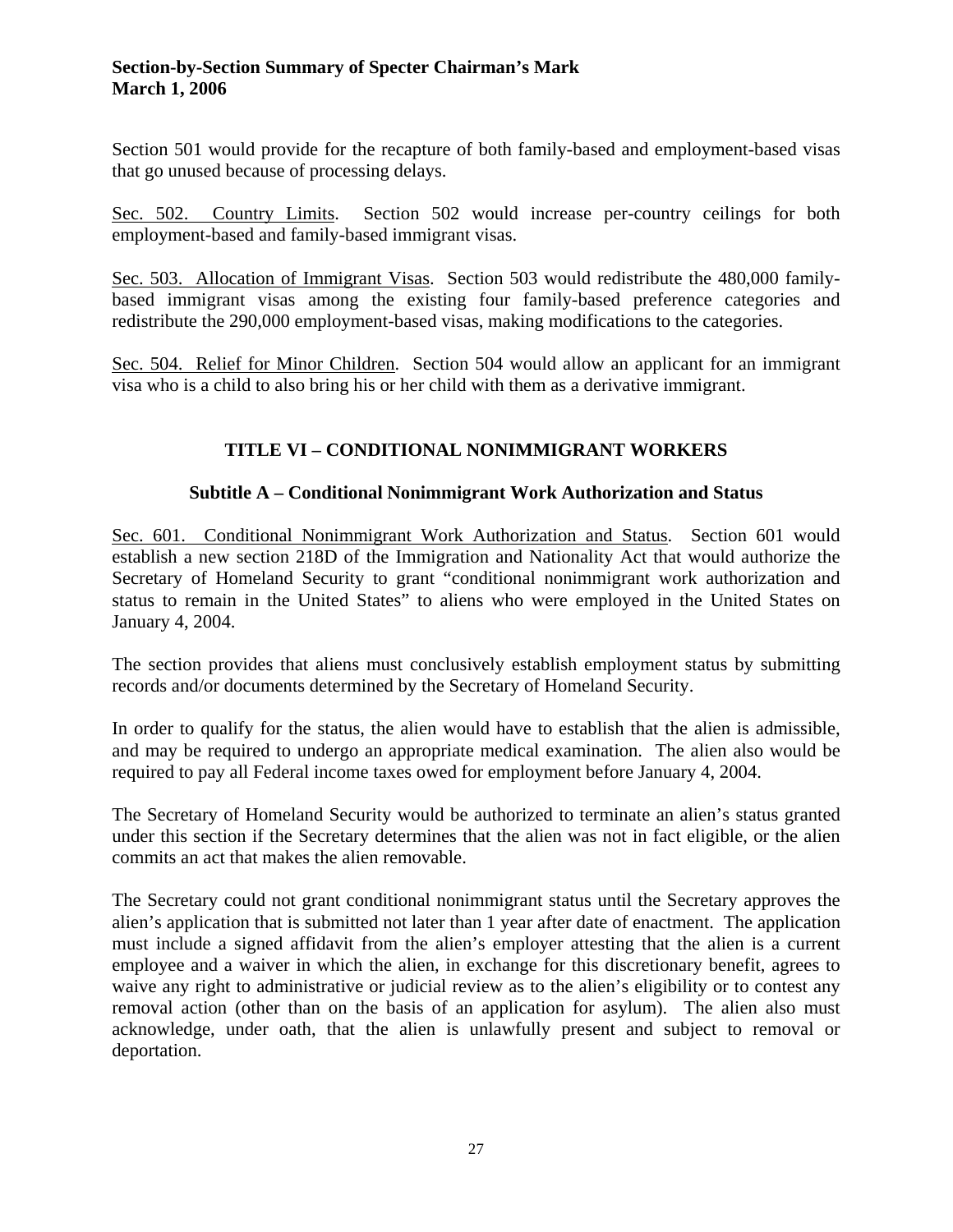Section 501 would provide for the recapture of both family-based and employment-based visas that go unused because of processing delays.

Sec. 502. Country Limits. Section 502 would increase per-country ceilings for both employment-based and family-based immigrant visas.

Sec. 503. Allocation of Immigrant Visas. Section 503 would redistribute the 480,000 family-based immigrant visas among the existing four family-based preference categories and redistribute the 290,000 employment-based visas, making modifications to the categories.

Sec. 504. Relief for Minor Children. Section 504 would allow an applicant for an immigrant visa who is a child to also bring his or her child with them as a derivative immigrant.

## TITLE VI – CONDITIONAL NONIMMIGRANT WORKERS

### Subtitle A – Conditional Nonimmigrant Work Authorization and Status

Sec. 601. Conditional Nonimmigrant Work Authorization and Status. Section 601 would establish a new section 218D of the Immigration and Nationality Act that would authorize the Secretary of Homeland Security to grant "conditional nonimmigrant work authorization and status to remain in the United States" to aliens who were employed in the United States on January 4, 2004.

The section provides that aliens must conclusively establish employment status by submitting records and/or documents determined by the Secretary of Homeland Security.

In order to qualify for the status, the alien would have to establish that the alien is admissible, and may be required to undergo an appropriate medical examination. The alien also would be required to pay all Federal income taxes owed for employment before January 4, 2004.

The Secretary of Homeland Security would be authorized to terminate an alien's status granted under this section if the Secretary determines that the alien was not in fact eligible, or the alien commits an act that makes the alien removable.

The Secretary could not grant conditional nonimmigrant status until the Secretary approves the alien's application that is submitted not later than 1 year after date of enactment. The application must include a signed affidavit from the alien's employer attesting that the alien is a current employee and a waiver in which the alien, in exchange for this discretionary benefit, agrees to waive any right to administrative or judicial review as to the alien's eligibility or to contest any removal action (other than on the basis of an application for asylum). The alien also must acknowledge, under oath, that the alien is unlawfully present and subject to removal or deportation.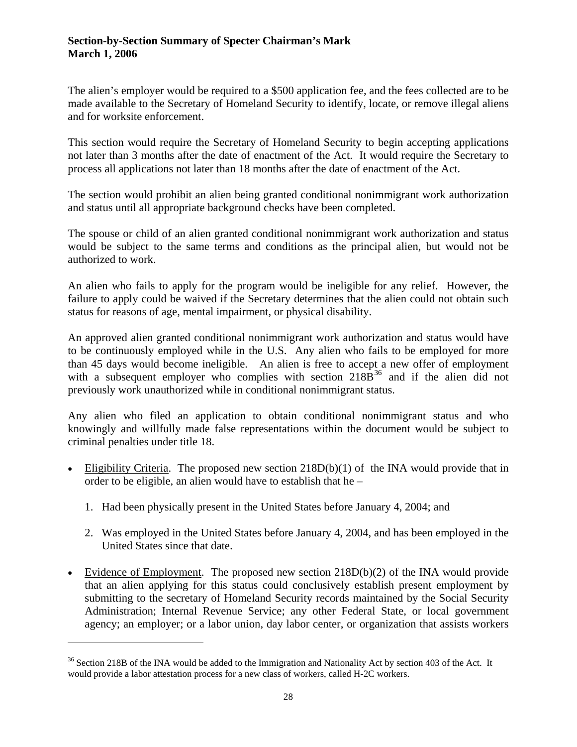The alien's employer would be required to a $500 application fee, and the fees collected are to be made available to the Secretary of Homeland Security to identify, locate, or remove illegal aliens and for worksite enforcement.

This section would require the Secretary of Homeland Security to begin accepting applications not later than 3 months after the date of enactment of the Act. It would require the Secretary to process all applications not later than 18 months after the date of enactment of the Act.

The section would prohibit an alien being granted conditional nonimmigrant work authorization and status until all appropriate background checks have been completed.

The spouse or child of an alien granted conditional nonimmigrant work authorization and status would be subject to the same terms and conditions as the principal alien, but would not be authorized to work.

An alien who fails to apply for the program would be ineligible for any relief. However, the failure to apply could be waived if the Secretary determines that the alien could not obtain such status for reasons of age, mental impairment, or physical disability.

An approved alien granted conditional nonimmigrant work authorization and status would have to be continuously employed while in the U.S. Any alien who fails to be employed for more than 45 days would become ineligible. An alien is free to accept a new offer of employment with a subsequent employer who complies with section 218B[36] and if the alien did not previously work unauthorized while in conditional nonimmigrant status.

Any alien who filed an application to obtain conditional nonimmigrant status and who knowingly and willfully made false representations within the document would be subject to criminal penalties under title 18.

- Eligibility Criteria. The proposed new section 218D(b)(1) of the INA would provide that in order to be eligible, an alien would have to establish that he –

  1. Had been physically present in the United States before January 4, 2004; and

  2. Was employed in the United States before January 4, 2004, and has been employed in the United States since that date.

- Evidence of Employment. The proposed new section 218D(b)(2) of the INA would provide that an alien applying for this status could conclusively establish present employment by submitting to the secretary of Homeland Security records maintained by the Social Security Administration; Internal Revenue Service; any other Federal State, or local government agency; an employer; or a labor union, day labor center, or organization that assists workers

[36] Section 218B of the INA would be added to the Immigration and Nationality Act by section 403 of the Act. It would provide a labor attestation process for a new class of workers, called H-2C workers.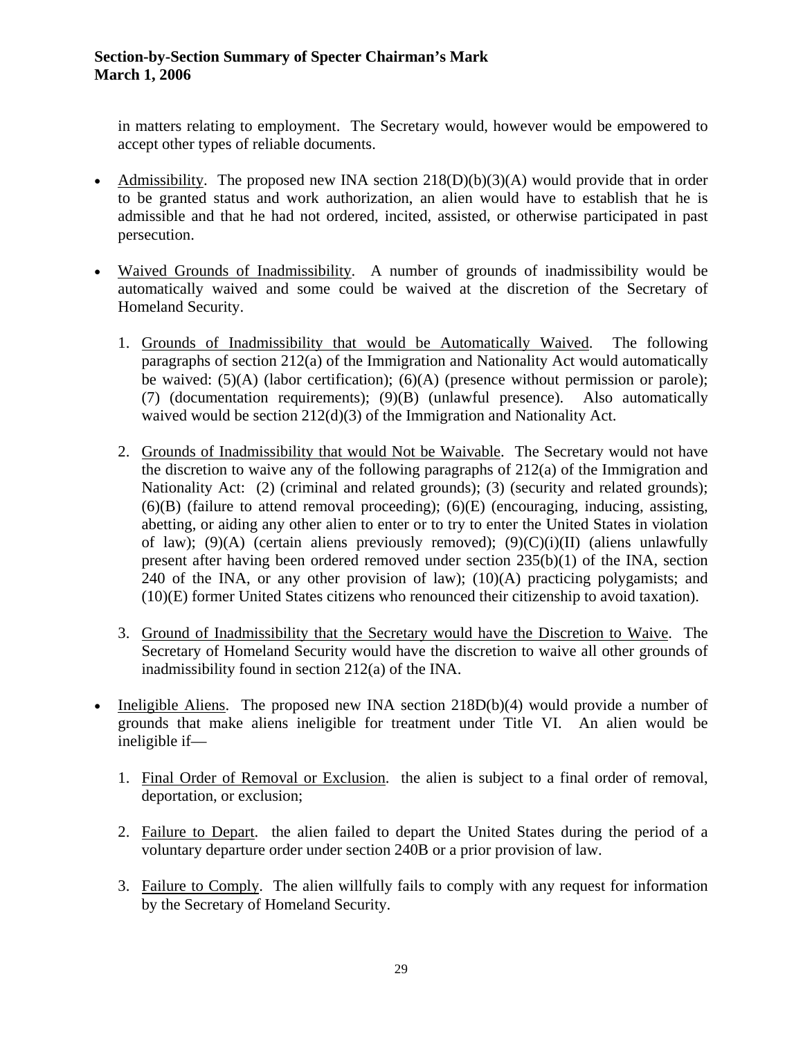in matters relating to employment. The Secretary would, however would be empowered to accept other types of reliable documents.

- Admissibility. The proposed new INA section 218(D)(b)(3)(A) would provide that in order to be granted status and work authorization, an alien would have to establish that he is admissible and that he had not ordered, incited, assisted, or otherwise participated in past persecution.

- Waived Grounds of Inadmissibility. A number of grounds of inadmissibility would be automatically waived and some could be waived at the discretion of the Secretary of Homeland Security.

  1. Grounds of Inadmissibility that would be Automatically Waived. The following paragraphs of section 212(a) of the Immigration and Nationality Act would automatically be waived: (5)(A) (labor certification); (6)(A) (presence without permission or parole); (7) (documentation requirements); (9)(B) (unlawful presence). Also automatically waived would be section 212(d)(3) of the Immigration and Nationality Act.

  2. Grounds of Inadmissibility that would Not be Waivable. The Secretary would not have the discretion to waive any of the following paragraphs of 212(a) of the Immigration and Nationality Act: (2) (criminal and related grounds); (3) (security and related grounds); (6)(B) (failure to attend removal proceeding); (6)(E) (encouraging, inducing, assisting, abetting, or aiding any other alien to enter or to try to enter the United States in violation of law); (9)(A) (certain aliens previously removed); (9)(C)(i)(II) (aliens unlawfully present after having been ordered removed under section 235(b)(1) of the INA, section 240 of the INA, or any other provision of law); (10)(A) practicing polygamists; and (10)(E) former United States citizens who renounced their citizenship to avoid taxation).

  3. Ground of Inadmissibility that the Secretary would have the Discretion to Waive. The Secretary of Homeland Security would have the discretion to waive all other grounds of inadmissibility found in section 212(a) of the INA.

- Ineligible Aliens. The proposed new INA section 218D(b)(4) would provide a number of grounds that make aliens ineligible for treatment under Title VI. An alien would be ineligible if—

  1. Final Order of Removal or Exclusion. the alien is subject to a final order of removal, deportation, or exclusion;

  2. Failure to Depart. the alien failed to depart the United States during the period of a voluntary departure order under section 240B or a prior provision of law.

  3. Failure to Comply. The alien willfully fails to comply with any request for information by the Secretary of Homeland Security.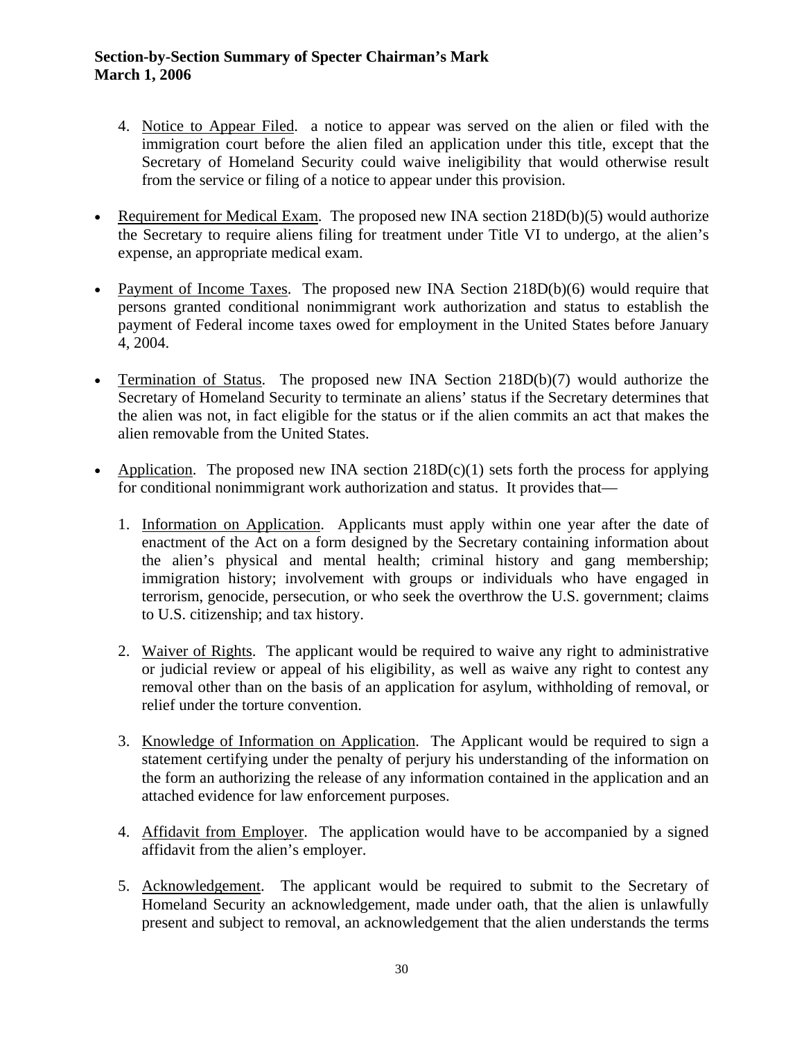4. Notice to Appear Filed. a notice to appear was served on the alien or filed with the immigration court before the alien filed an application under this title, except that the Secretary of Homeland Security could waive ineligibility that would otherwise result from the service or filing of a notice to appear under this provision.

- Requirement for Medical Exam. The proposed new INA section 218D(b)(5) would authorize the Secretary to require aliens filing for treatment under Title VI to undergo, at the alien's expense, an appropriate medical exam.

- Payment of Income Taxes. The proposed new INA Section 218D(b)(6) would require that persons granted conditional nonimmigrant work authorization and status to establish the payment of Federal income taxes owed for employment in the United States before January 4, 2004.

- Termination of Status. The proposed new INA Section 218D(b)(7) would authorize the Secretary of Homeland Security to terminate an aliens' status if the Secretary determines that the alien was not, in fact eligible for the status or if the alien commits an act that makes the alien removable from the United States.

- Application. The proposed new INA section 218D(c)(1) sets forth the process for applying for conditional nonimmigrant work authorization and status. It provides that—

  1. Information on Application. Applicants must apply within one year after the date of enactment of the Act on a form designed by the Secretary containing information about the alien's physical and mental health; criminal history and gang membership; immigration history; involvement with groups or individuals who have engaged in terrorism, genocide, persecution, or who seek the overthrow the U.S. government; claims to U.S. citizenship; and tax history.

  2. Waiver of Rights. The applicant would be required to waive any right to administrative or judicial review or appeal of his eligibility, as well as waive any right to contest any removal other than on the basis of an application for asylum, withholding of removal, or relief under the torture convention.

  3. Knowledge of Information on Application. The Applicant would be required to sign a statement certifying under the penalty of perjury his understanding of the information on the form an authorizing the release of any information contained in the application and an attached evidence for law enforcement purposes.

  4. Affidavit from Employer. The application would have to be accompanied by a signed affidavit from the alien's employer.

  5. Acknowledgement. The applicant would be required to submit to the Secretary of Homeland Security an acknowledgement, made under oath, that the alien is unlawfully present and subject to removal, an acknowledgement that the alien understands the terms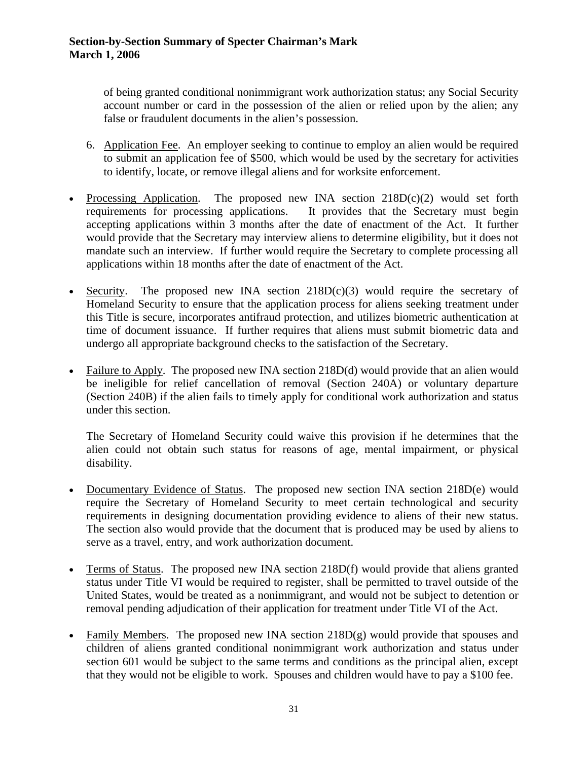of being granted conditional nonimmigrant work authorization status; any Social Security account number or card in the possession of the alien or relied upon by the alien; any false or fraudulent documents in the alien's possession.

6. Application Fee. An employer seeking to continue to employ an alien would be required to submit an application fee of $500, which would be used by the secretary for activities to identify, locate, or remove illegal aliens and for worksite enforcement.

- Processing Application. The proposed new INA section 218D(c)(2) would set forth requirements for processing applications. It provides that the Secretary must begin accepting applications within 3 months after the date of enactment of the Act. It further would provide that the Secretary may interview aliens to determine eligibility, but it does not mandate such an interview. If further would require the Secretary to complete processing all applications within 18 months after the date of enactment of the Act.

- Security. The proposed new INA section 218D(c)(3) would require the secretary of Homeland Security to ensure that the application process for aliens seeking treatment under this Title is secure, incorporates antifraud protection, and utilizes biometric authentication at time of document issuance. If further requires that aliens must submit biometric data and undergo all appropriate background checks to the satisfaction of the Secretary.

- Failure to Apply. The proposed new INA section 218D(d) would provide that an alien would be ineligible for relief cancellation of removal (Section 240A) or voluntary departure (Section 240B) if the alien fails to timely apply for conditional work authorization and status under this section.

  The Secretary of Homeland Security could waive this provision if he determines that the alien could not obtain such status for reasons of age, mental impairment, or physical disability.

- Documentary Evidence of Status. The proposed new section INA section 218D(e) would require the Secretary of Homeland Security to meet certain technological and security requirements in designing documentation providing evidence to aliens of their new status. The section also would provide that the document that is produced may be used by aliens to serve as a travel, entry, and work authorization document.

- Terms of Status. The proposed new INA section 218D(f) would provide that aliens granted status under Title VI would be required to register, shall be permitted to travel outside of the United States, would be treated as a nonimmigrant, and would not be subject to detention or removal pending adjudication of their application for treatment under Title VI of the Act.

- Family Members. The proposed new INA section 218D(g) would provide that spouses and children of aliens granted conditional nonimmigrant work authorization and status under section 601 would be subject to the same terms and conditions as the principal alien, except that they would not be eligible to work. Spouses and children would have to pay a $100 fee.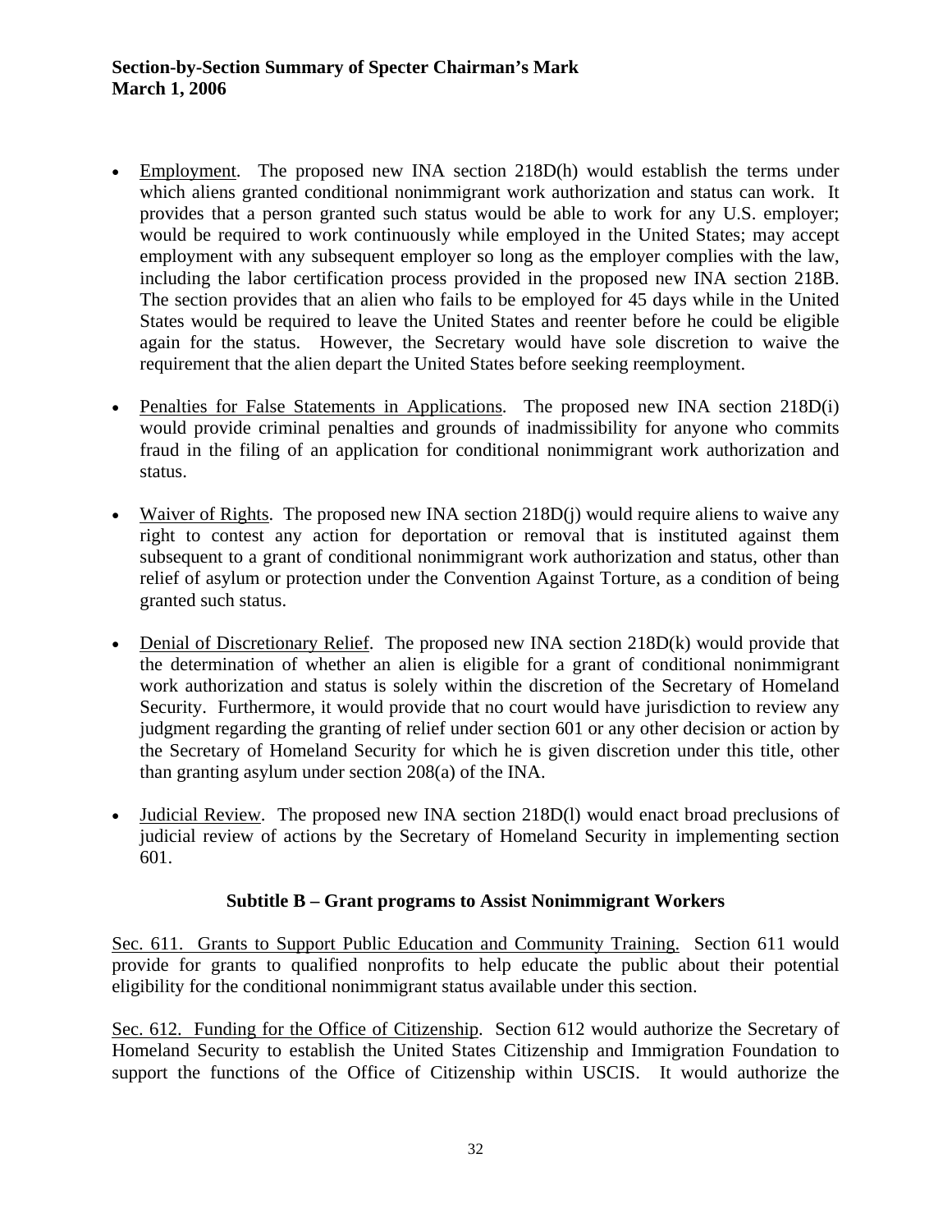- Employment. The proposed new INA section 218D(h) would establish the terms under which aliens granted conditional nonimmigrant work authorization and status can work. It provides that a person granted such status would be able to work for any U.S. employer; would be required to work continuously while employed in the United States; may accept employment with any subsequent employer so long as the employer complies with the law, including the labor certification process provided in the proposed new INA section 218B. The section provides that an alien who fails to be employed for 45 days while in the United States would be required to leave the United States and reenter before he could be eligible again for the status. However, the Secretary would have sole discretion to waive the requirement that the alien depart the United States before seeking reemployment.

- Penalties for False Statements in Applications. The proposed new INA section 218D(i) would provide criminal penalties and grounds of inadmissibility for anyone who commits fraud in the filing of an application for conditional nonimmigrant work authorization and status.

- Waiver of Rights. The proposed new INA section 218D(j) would require aliens to waive any right to contest any action for deportation or removal that is instituted against them subsequent to a grant of conditional nonimmigrant work authorization and status, other than relief of asylum or protection under the Convention Against Torture, as a condition of being granted such status.

- Denial of Discretionary Relief. The proposed new INA section 218D(k) would provide that the determination of whether an alien is eligible for a grant of conditional nonimmigrant work authorization and status is solely within the discretion of the Secretary of Homeland Security. Furthermore, it would provide that no court would have jurisdiction to review any judgment regarding the granting of relief under section 601 or any other decision or action by the Secretary of Homeland Security for which he is given discretion under this title, other than granting asylum under section 208(a) of the INA.

- Judicial Review. The proposed new INA section 218D(l) would enact broad preclusions of judicial review of actions by the Secretary of Homeland Security in implementing section 601.

### Subtitle B – Grant programs to Assist Nonimmigrant Workers

Sec. 611. Grants to Support Public Education and Community Training. Section 611 would provide for grants to qualified nonprofits to help educate the public about their potential eligibility for the conditional nonimmigrant status available under this section.

Sec. 612. Funding for the Office of Citizenship. Section 612 would authorize the Secretary of Homeland Security to establish the United States Citizenship and Immigration Foundation to support the functions of the Office of Citizenship within USCIS. It would authorize the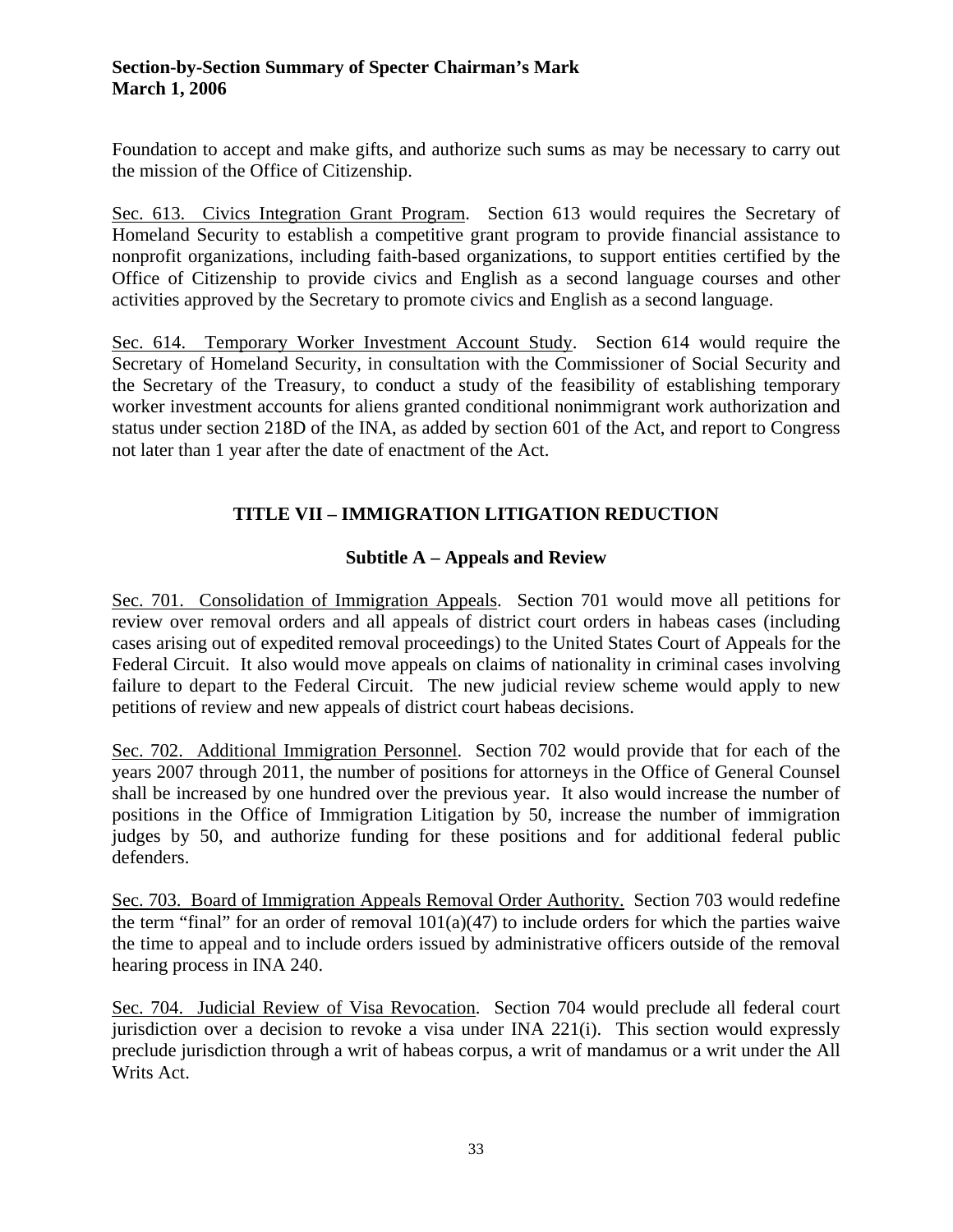Foundation to accept and make gifts, and authorize such sums as may be necessary to carry out the mission of the Office of Citizenship.

Sec. 613. Civics Integration Grant Program. Section 613 would requires the Secretary of Homeland Security to establish a competitive grant program to provide financial assistance to nonprofit organizations, including faith-based organizations, to support entities certified by the Office of Citizenship to provide civics and English as a second language courses and other activities approved by the Secretary to promote civics and English as a second language.

Sec. 614. Temporary Worker Investment Account Study. Section 614 would require the Secretary of Homeland Security, in consultation with the Commissioner of Social Security and the Secretary of the Treasury, to conduct a study of the feasibility of establishing temporary worker investment accounts for aliens granted conditional nonimmigrant work authorization and status under section 218D of the INA, as added by section 601 of the Act, and report to Congress not later than 1 year after the date of enactment of the Act.

## TITLE VII – IMMIGRATION LITIGATION REDUCTION

### Subtitle A – Appeals and Review

Sec. 701. Consolidation of Immigration Appeals. Section 701 would move all petitions for review over removal orders and all appeals of district court orders in habeas cases (including cases arising out of expedited removal proceedings) to the United States Court of Appeals for the Federal Circuit. It also would move appeals on claims of nationality in criminal cases involving failure to depart to the Federal Circuit. The new judicial review scheme would apply to new petitions of review and new appeals of district court habeas decisions.

Sec. 702. Additional Immigration Personnel. Section 702 would provide that for each of the years 2007 through 2011, the number of positions for attorneys in the Office of General Counsel shall be increased by one hundred over the previous year. It also would increase the number of positions in the Office of Immigration Litigation by 50, increase the number of immigration judges by 50, and authorize funding for these positions and for additional federal public defenders.

Sec. 703. Board of Immigration Appeals Removal Order Authority. Section 703 would redefine the term "final" for an order of removal 101(a)(47) to include orders for which the parties waive the time to appeal and to include orders issued by administrative officers outside of the removal hearing process in INA 240.

Sec. 704. Judicial Review of Visa Revocation. Section 704 would preclude all federal court jurisdiction over a decision to revoke a visa under INA 221(i). This section would expressly preclude jurisdiction through a writ of habeas corpus, a writ of mandamus or a writ under the All Writs Act.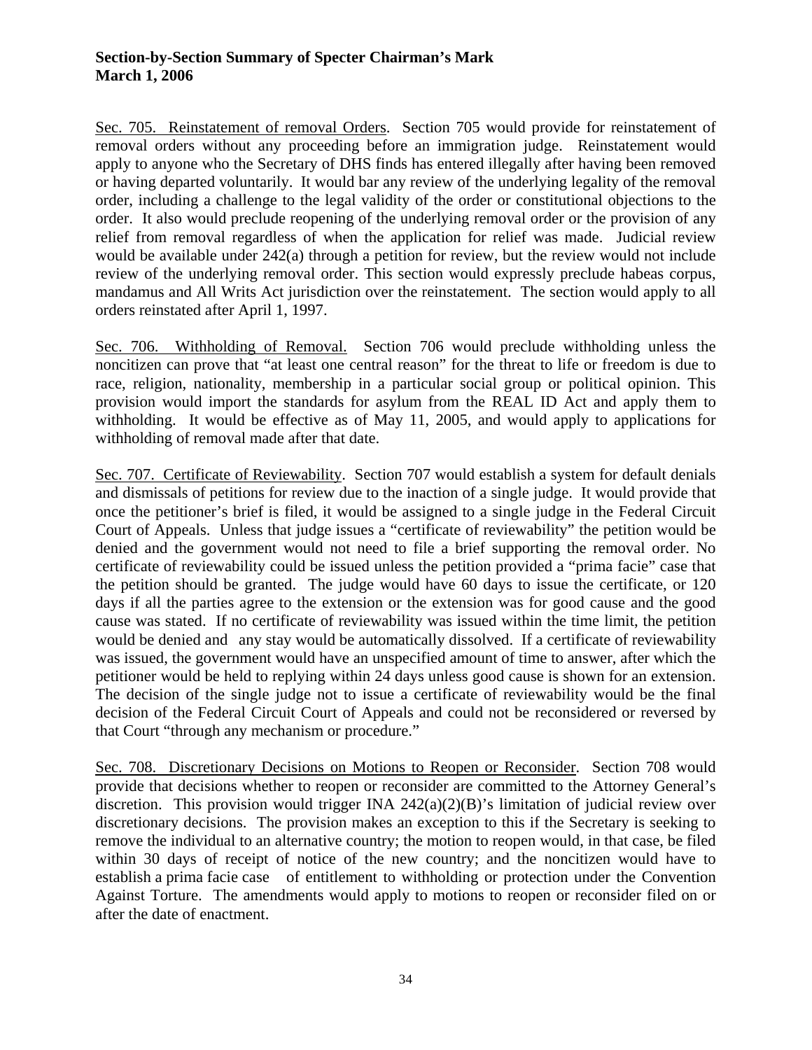**Section-by-Section Summary of Specter Chairman's Mark**
**March 1, 2006**

Sec. 705. Reinstatement of removal Orders. Section 705 would provide for reinstatement of removal orders without any proceeding before an immigration judge. Reinstatement would apply to anyone who the Secretary of DHS finds has entered illegally after having been removed or having departed voluntarily. It would bar any review of the underlying legality of the removal order, including a challenge to the legal validity of the order or constitutional objections to the order. It also would preclude reopening of the underlying removal order or the provision of any relief from removal regardless of when the application for relief was made. Judicial review would be available under 242(a) through a petition for review, but the review would not include review of the underlying removal order. This section would expressly preclude habeas corpus, mandamus and All Writs Act jurisdiction over the reinstatement. The section would apply to all orders reinstated after April 1, 1997.

Sec. 706. Withholding of Removal. Section 706 would preclude withholding unless the noncitizen can prove that "at least one central reason" for the threat to life or freedom is due to race, religion, nationality, membership in a particular social group or political opinion. This provision would import the standards for asylum from the REAL ID Act and apply them to withholding. It would be effective as of May 11, 2005, and would apply to applications for withholding of removal made after that date.

Sec. 707. Certificate of Reviewability. Section 707 would establish a system for default denials and dismissals of petitions for review due to the inaction of a single judge. It would provide that once the petitioner's brief is filed, it would be assigned to a single judge in the Federal Circuit Court of Appeals. Unless that judge issues a "certificate of reviewability" the petition would be denied and the government would not need to file a brief supporting the removal order. No certificate of reviewability could be issued unless the petition provided a "prima facie" case that the petition should be granted. The judge would have 60 days to issue the certificate, or 120 days if all the parties agree to the extension or the extension was for good cause and the good cause was stated. If no certificate of reviewability was issued within the time limit, the petition would be denied and any stay would be automatically dissolved. If a certificate of reviewability was issued, the government would have an unspecified amount of time to answer, after which the petitioner would be held to replying within 24 days unless good cause is shown for an extension. The decision of the single judge not to issue a certificate of reviewability would be the final decision of the Federal Circuit Court of Appeals and could not be reconsidered or reversed by that Court "through any mechanism or procedure."

Sec. 708. Discretionary Decisions on Motions to Reopen or Reconsider. Section 708 would provide that decisions whether to reopen or reconsider are committed to the Attorney General's discretion. This provision would trigger INA 242(a)(2)(B)'s limitation of judicial review over discretionary decisions. The provision makes an exception to this if the Secretary is seeking to remove the individual to an alternative country; the motion to reopen would, in that case, be filed within 30 days of receipt of notice of the new country; and the noncitizen would have to establish a prima facie case of entitlement to withholding or protection under the Convention Against Torture. The amendments would apply to motions to reopen or reconsider filed on or after the date of enactment.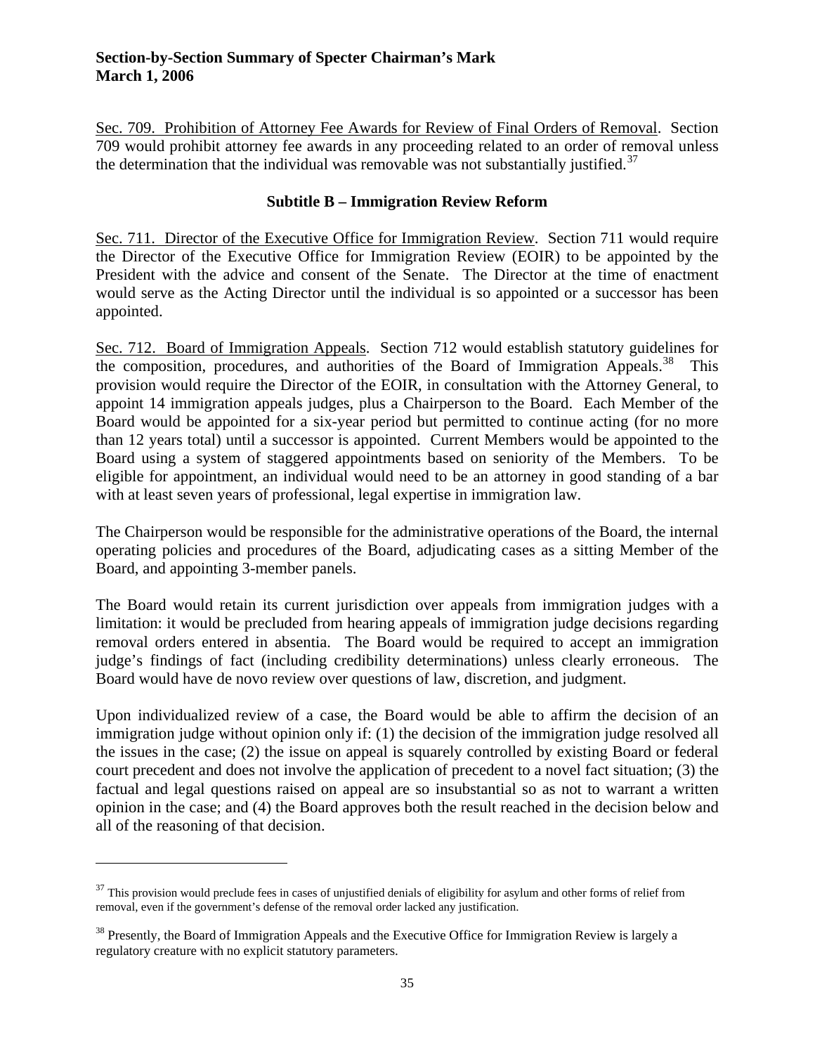Sec. 709. Prohibition of Attorney Fee Awards for Review of Final Orders of Removal. Section 709 would prohibit attorney fee awards in any proceeding related to an order of removal unless the determination that the individual was removable was not substantially justified.[37]

### Subtitle B – Immigration Review Reform

Sec. 711. Director of the Executive Office for Immigration Review. Section 711 would require the Director of the Executive Office for Immigration Review (EOIR) to be appointed by the President with the advice and consent of the Senate. The Director at the time of enactment would serve as the Acting Director until the individual is so appointed or a successor has been appointed.

Sec. 712. Board of Immigration Appeals. Section 712 would establish statutory guidelines for the composition, procedures, and authorities of the Board of Immigration Appeals.[38] This provision would require the Director of the EOIR, in consultation with the Attorney General, to appoint 14 immigration appeals judges, plus a Chairperson to the Board. Each Member of the Board would be appointed for a six-year period but permitted to continue acting (for no more than 12 years total) until a successor is appointed. Current Members would be appointed to the Board using a system of staggered appointments based on seniority of the Members. To be eligible for appointment, an individual would need to be an attorney in good standing of a bar with at least seven years of professional, legal expertise in immigration law.

The Chairperson would be responsible for the administrative operations of the Board, the internal operating policies and procedures of the Board, adjudicating cases as a sitting Member of the Board, and appointing 3-member panels.

The Board would retain its current jurisdiction over appeals from immigration judges with a limitation: it would be precluded from hearing appeals of immigration judge decisions regarding removal orders entered in absentia. The Board would be required to accept an immigration judge's findings of fact (including credibility determinations) unless clearly erroneous. The Board would have de novo review over questions of law, discretion, and judgment.

Upon individualized review of a case, the Board would be able to affirm the decision of an immigration judge without opinion only if: (1) the decision of the immigration judge resolved all the issues in the case; (2) the issue on appeal is squarely controlled by existing Board or federal court precedent and does not involve the application of precedent to a novel fact situation; (3) the factual and legal questions raised on appeal are so insubstantial so as not to warrant a written opinion in the case; and (4) the Board approves both the result reached in the decision below and all of the reasoning of that decision.

---

[37] This provision would preclude fees in cases of unjustified denials of eligibility for asylum and other forms of relief from removal, even if the government's defense of the removal order lacked any justification.

[38] Presently, the Board of Immigration Appeals and the Executive Office for Immigration Review is largely a regulatory creature with no explicit statutory parameters.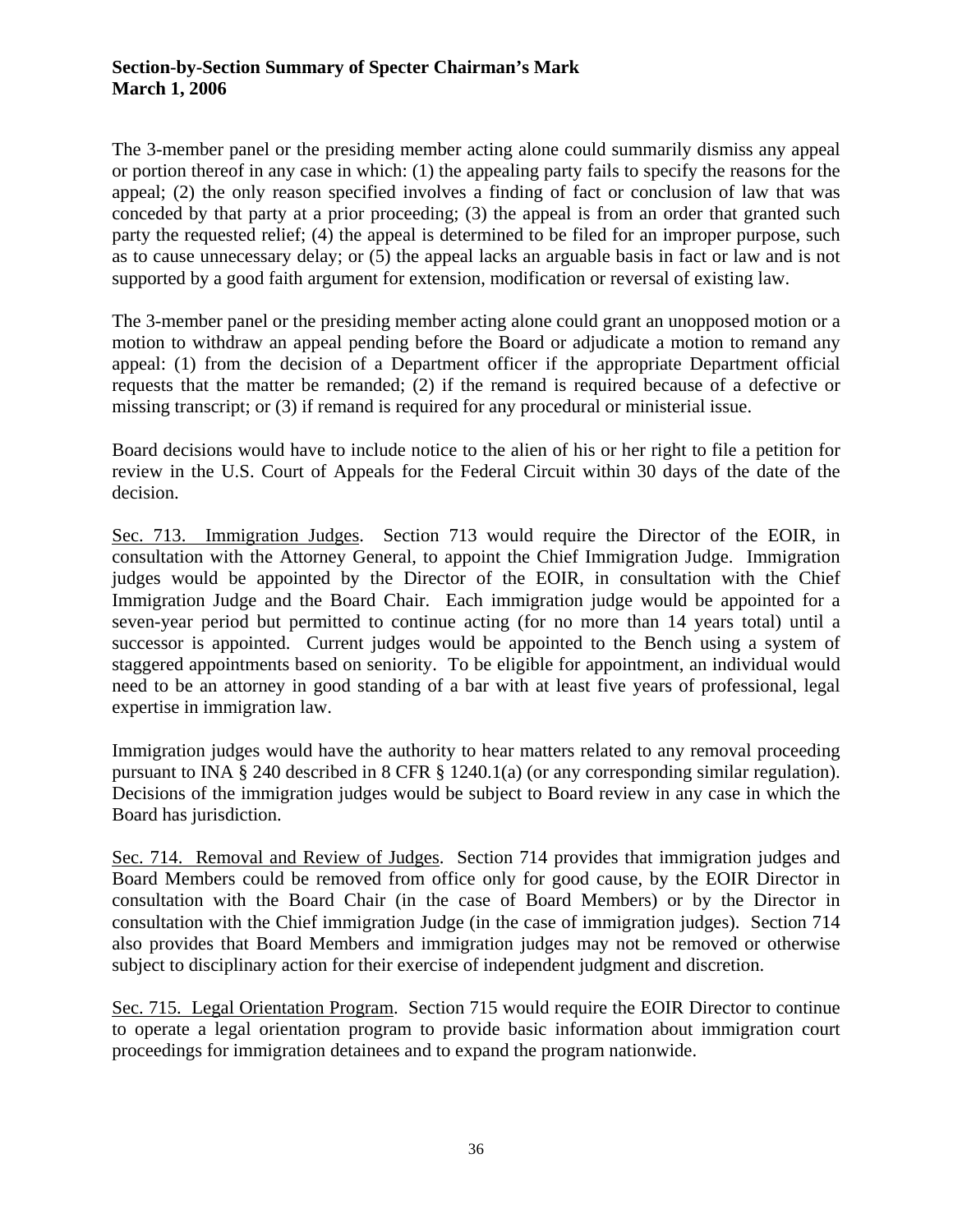The 3-member panel or the presiding member acting alone could summarily dismiss any appeal or portion thereof in any case in which: (1) the appealing party fails to specify the reasons for the appeal; (2) the only reason specified involves a finding of fact or conclusion of law that was conceded by that party at a prior proceeding; (3) the appeal is from an order that granted such party the requested relief; (4) the appeal is determined to be filed for an improper purpose, such as to cause unnecessary delay; or (5) the appeal lacks an arguable basis in fact or law and is not supported by a good faith argument for extension, modification or reversal of existing law.

The 3-member panel or the presiding member acting alone could grant an unopposed motion or a motion to withdraw an appeal pending before the Board or adjudicate a motion to remand any appeal: (1) from the decision of a Department officer if the appropriate Department official requests that the matter be remanded; (2) if the remand is required because of a defective or missing transcript; or (3) if remand is required for any procedural or ministerial issue.

Board decisions would have to include notice to the alien of his or her right to file a petition for review in the U.S. Court of Appeals for the Federal Circuit within 30 days of the date of the decision.

<u>Sec. 713. Immigration Judges</u>. Section 713 would require the Director of the EOIR, in consultation with the Attorney General, to appoint the Chief Immigration Judge. Immigration judges would be appointed by the Director of the EOIR, in consultation with the Chief Immigration Judge and the Board Chair. Each immigration judge would be appointed for a seven-year period but permitted to continue acting (for no more than 14 years total) until a successor is appointed. Current judges would be appointed to the Bench using a system of staggered appointments based on seniority. To be eligible for appointment, an individual would need to be an attorney in good standing of a bar with at least five years of professional, legal expertise in immigration law.

Immigration judges would have the authority to hear matters related to any removal proceeding pursuant to INA § 240 described in 8 CFR § 1240.1(a) (or any corresponding similar regulation). Decisions of the immigration judges would be subject to Board review in any case in which the Board has jurisdiction.

<u>Sec. 714. Removal and Review of Judges</u>. Section 714 provides that immigration judges and Board Members could be removed from office only for good cause, by the EOIR Director in consultation with the Board Chair (in the case of Board Members) or by the Director in consultation with the Chief immigration Judge (in the case of immigration judges). Section 714 also provides that Board Members and immigration judges may not be removed or otherwise subject to disciplinary action for their exercise of independent judgment and discretion.

<u>Sec. 715. Legal Orientation Program</u>. Section 715 would require the EOIR Director to continue to operate a legal orientation program to provide basic information about immigration court proceedings for immigration detainees and to expand the program nationwide.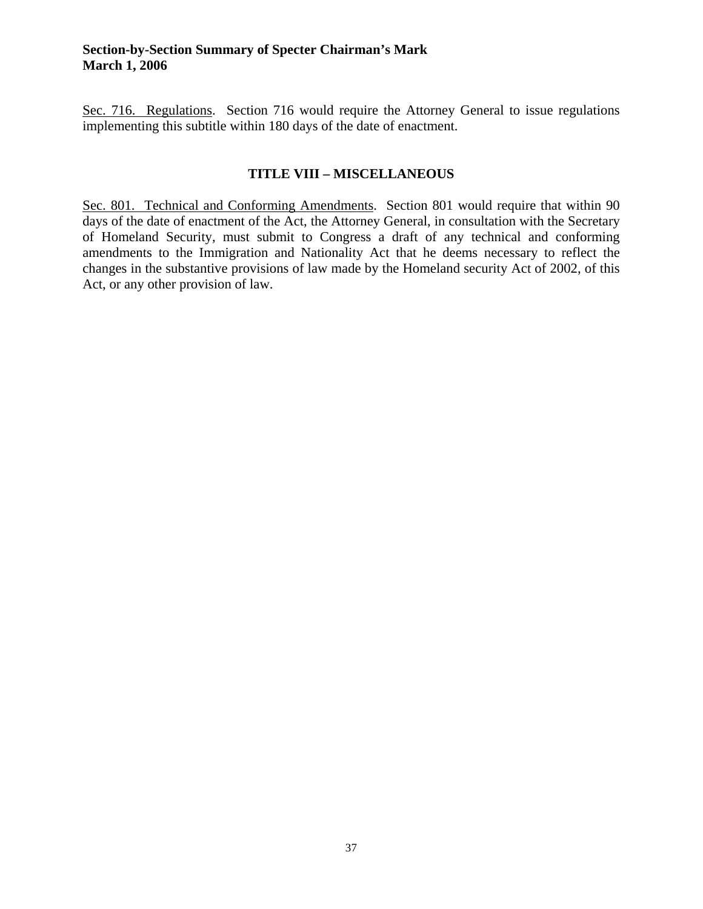Sec. 716. Regulations. Section 716 would require the Attorney General to issue regulations implementing this subtitle within 180 days of the date of enactment.

## TITLE VIII – MISCELLANEOUS

Sec. 801. Technical and Conforming Amendments. Section 801 would require that within 90 days of the date of enactment of the Act, the Attorney General, in consultation with the Secretary of Homeland Security, must submit to Congress a draft of any technical and conforming amendments to the Immigration and Nationality Act that he deems necessary to reflect the changes in the substantive provisions of law made by the Homeland security Act of 2002, of this Act, or any other provision of law.